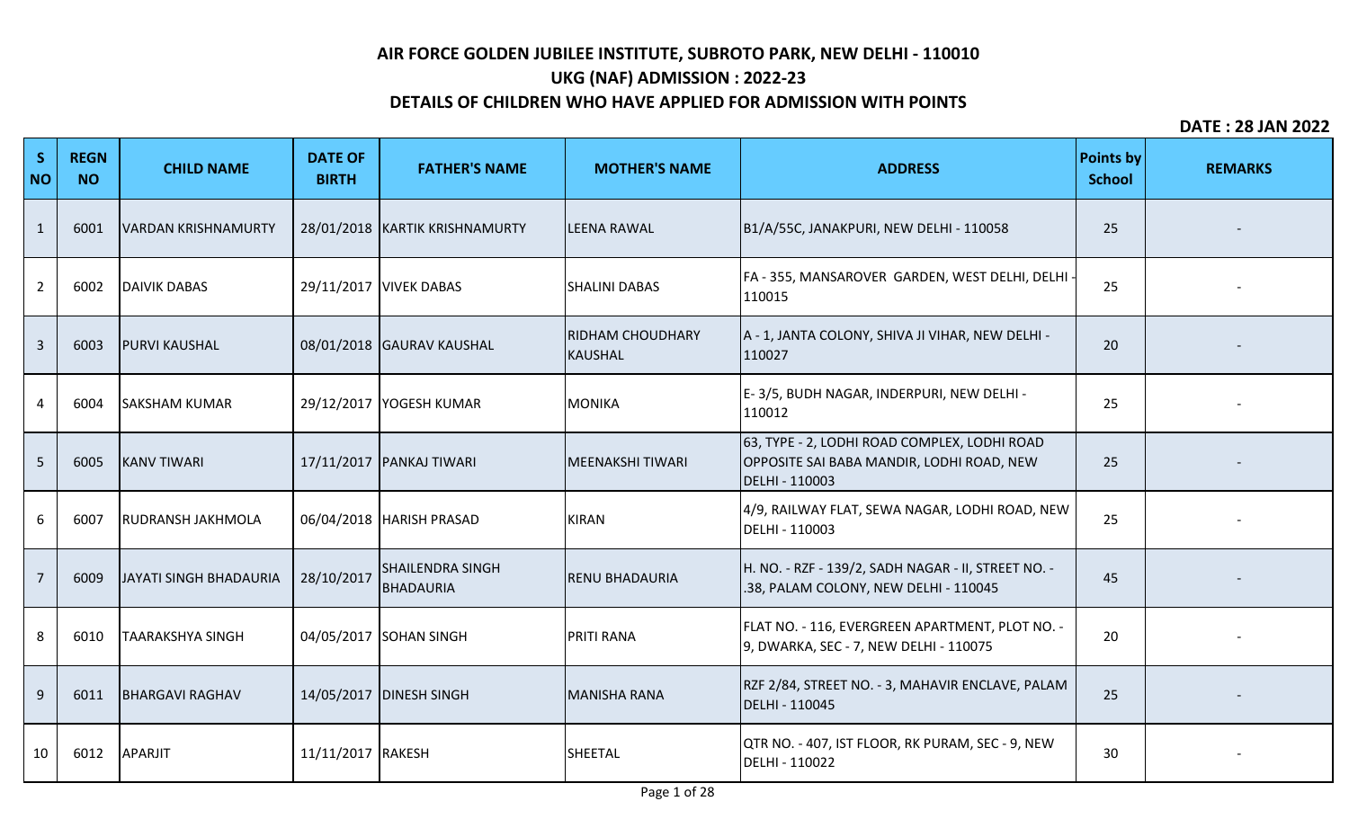# AIR FORCE GOLDEN JUBILEE INSTITUTE, SUBROTO PARK, NEW DELHI - 110010

## UKG (NAF) ADMISSION : 2022-23

## DETAILS OF CHILDREN WHO HAVE APPLIED FOR ADMISSION WITH POINTS

**DATE : 28 JAN 2022**

| S NO | REGN NO | CHILD NAME | DATE OF BIRTH | FATHER'S NAME | MOTHER'S NAME | ADDRESS | Points by School | REMARKS |
|---|---|---|---|---|---|---|---|---|
| 1 | 6001 | VARDAN KRISHNAMURTY | 28/01/2018 | KARTIK KRISHNAMURTY | LEENA RAWAL | B1/A/55C, JANAKPURI, NEW DELHI - 110058 | 25 | - |
| 2 | 6002 | DAIVIK DABAS | 29/11/2017 | VIVEK DABAS | SHALINI DABAS | FA - 355, MANSAROVER GARDEN, WEST DELHI, DELHI - 110015 | 25 | - |
| 3 | 6003 | PURVI KAUSHAL | 08/01/2018 | GAURAV KAUSHAL | RIDHAM CHOUDHARY KAUSHAL | A - 1, JANTA COLONY, SHIVA JI VIHAR, NEW DELHI - 110027 | 20 | - |
| 4 | 6004 | SAKSHAM KUMAR | 29/12/2017 | YOGESH KUMAR | MONIKA | E- 3/5, BUDH NAGAR, INDERPURI, NEW DELHI - 110012 | 25 | - |
| 5 | 6005 | KANV TIWARI | 17/11/2017 | PANKAJ TIWARI | MEENAKSHI TIWARI | 63, TYPE - 2, LODHI ROAD COMPLEX, LODHI ROAD OPPOSITE SAI BABA MANDIR, LODHI ROAD, NEW DELHI - 110003 | 25 | - |
| 6 | 6007 | RUDRANSH JAKHMOLA | 06/04/2018 | HARISH PRASAD | KIRAN | 4/9, RAILWAY FLAT, SEWA NAGAR, LODHI ROAD, NEW DELHI - 110003 | 25 | - |
| 7 | 6009 | JAYATI SINGH BHADAURIA | 28/10/2017 | SHAILENDRA SINGH BHADAURIA | RENU BHADAURIA | H. NO. - RZF - 139/2, SADH NAGAR - II, STREET NO. - .38, PALAM COLONY, NEW DELHI - 110045 | 45 | - |
| 8 | 6010 | TAARAKSHYA SINGH | 04/05/2017 | SOHAN SINGH | PRITI RANA | FLAT NO. - 116, EVERGREEN APARTMENT, PLOT NO. - 9, DWARKA, SEC - 7, NEW DELHI - 110075 | 20 | - |
| 9 | 6011 | BHARGAVI RAGHAV | 14/05/2017 | DINESH SINGH | MANISHA RANA | RZF 2/84, STREET NO. - 3, MAHAVIR ENCLAVE, PALAM DELHI - 110045 | 25 | - |
| 10 | 6012 | APARJIT | 11/11/2017 | RAKESH | SHEETAL | QTR NO. - 407, IST FLOOR, RK PURAM, SEC - 9, NEW DELHI - 110022 | 30 | - |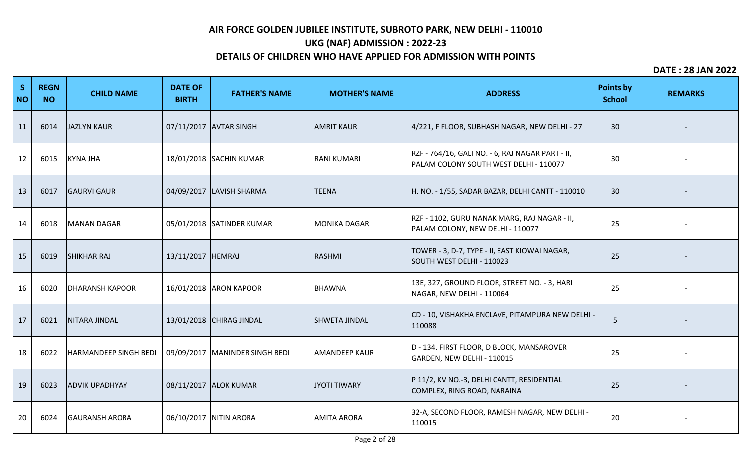## AIR FORCE GOLDEN JUBILEE INSTITUTE, SUBROTO PARK, NEW DELHI - 110010

## UKG (NAF) ADMISSION : 2022-23

## DETAILS OF CHILDREN WHO HAVE APPLIED FOR ADMISSION WITH POINTS

**DATE : 28 JAN 2022**

| S NO | REGN NO | CHILD NAME | DATE OF BIRTH | FATHER'S NAME | MOTHER'S NAME | ADDRESS | Points by School | REMARKS |
|---|---|---|---|---|---|---|---|---|
| 11 | 6014 | JAZLYN KAUR | 07/11/2017 | AVTAR SINGH | AMRIT KAUR | 4/221, F FLOOR, SUBHASH NAGAR, NEW DELHI - 27 | 30 | - |
| 12 | 6015 | KYNA JHA | 18/01/2018 | SACHIN KUMAR | RANI KUMARI | RZF - 764/16, GALI NO. - 6, RAJ NAGAR PART - II, PALAM COLONY SOUTH WEST DELHI - 110077 | 30 | - |
| 13 | 6017 | GAURVI GAUR | 04/09/2017 | LAVISH SHARMA | TEENA | H. NO. - 1/55, SADAR BAZAR, DELHI CANTT - 110010 | 30 | - |
| 14 | 6018 | MANAN DAGAR | 05/01/2018 | SATINDER KUMAR | MONIKA DAGAR | RZF - 1102, GURU NANAK MARG, RAJ NAGAR - II, PALAM COLONY, NEW DELHI - 110077 | 25 | - |
| 15 | 6019 | SHIKHAR RAJ | 13/11/2017 | HEMRAJ | RASHMI | TOWER - 3, D-7, TYPE - II, EAST KIOWAI NAGAR, SOUTH WEST DELHI - 110023 | 25 | - |
| 16 | 6020 | DHARANSH KAPOOR | 16/01/2018 | ARON KAPOOR | BHAWNA | 13E, 327, GROUND FLOOR, STREET NO. - 3, HARI NAGAR, NEW DELHI - 110064 | 25 | - |
| 17 | 6021 | NITARA JINDAL | 13/01/2018 | CHIRAG JINDAL | SHWETA JINDAL | CD - 10, VISHAKHA ENCLAVE, PITAMPURA NEW DELHI - 110088 | 5 | - |
| 18 | 6022 | HARMANDEEP SINGH BEDI | 09/09/2017 | MANINDER SINGH BEDI | AMANDEEP KAUR | D - 134. FIRST FLOOR, D BLOCK, MANSAROVER GARDEN, NEW DELHI - 110015 | 25 | - |
| 19 | 6023 | ADVIK UPADHYAY | 08/11/2017 | ALOK KUMAR | JYOTI TIWARY | P 11/2, KV NO.-3, DELHI CANTT, RESIDENTIAL COMPLEX, RING ROAD, NARAINA | 25 | - |
| 20 | 6024 | GAURANSH ARORA | 06/10/2017 | NITIN ARORA | AMITA ARORA | 32-A, SECOND FLOOR, RAMESH NAGAR, NEW DELHI - 110015 | 20 | - |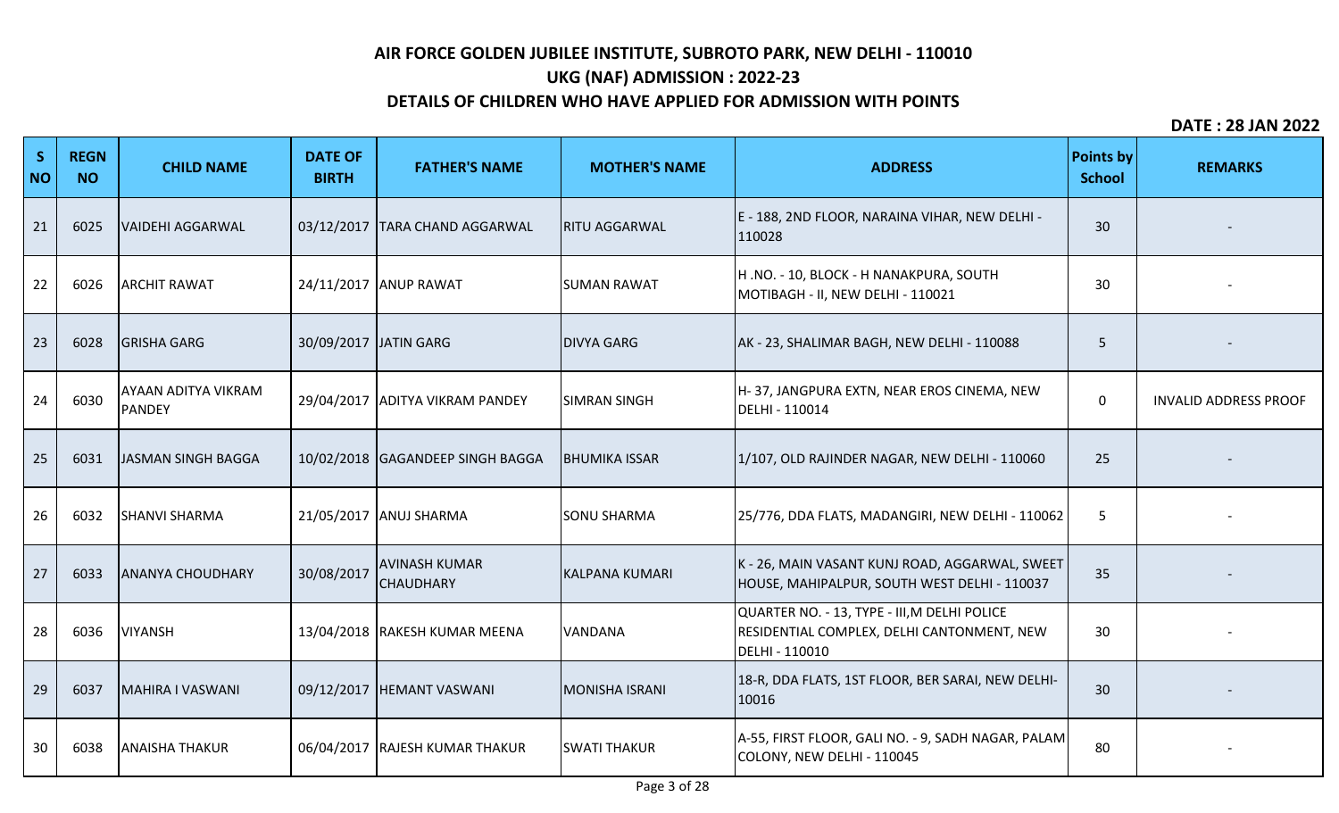# AIR FORCE GOLDEN JUBILEE INSTITUTE, SUBROTO PARK, NEW DELHI - 110010

## UKG (NAF) ADMISSION : 2022-23

## DETAILS OF CHILDREN WHO HAVE APPLIED FOR ADMISSION WITH POINTS

**DATE : 28 JAN 2022**

| S NO | REGN NO | CHILD NAME | DATE OF BIRTH | FATHER'S NAME | MOTHER'S NAME | ADDRESS | Points by School | REMARKS |
|---|---|---|---|---|---|---|---|---|
| 21 | 6025 | VAIDEHI AGGARWAL | 03/12/2017 | TARA CHAND AGGARWAL | RITU AGGARWAL | E - 188, 2ND FLOOR, NARAINA VIHAR, NEW DELHI - 110028 | 30 | - |
| 22 | 6026 | ARCHIT RAWAT | 24/11/2017 | ANUP RAWAT | SUMAN RAWAT | H .NO. - 10, BLOCK - H NANAKPURA, SOUTH MOTIBAGH - II, NEW DELHI - 110021 | 30 | - |
| 23 | 6028 | GRISHA GARG | 30/09/2017 | JATIN GARG | DIVYA GARG | AK - 23, SHALIMAR BAGH, NEW DELHI - 110088 | 5 | - |
| 24 | 6030 | AYAAN ADITYA VIKRAM PANDEY | 29/04/2017 | ADITYA VIKRAM PANDEY | SIMRAN SINGH | H- 37, JANGPURA EXTN, NEAR EROS CINEMA, NEW DELHI - 110014 | 0 | INVALID ADDRESS PROOF |
| 25 | 6031 | JASMAN SINGH BAGGA | 10/02/2018 | GAGANDEEP SINGH BAGGA | BHUMIKA ISSAR | 1/107, OLD RAJINDER NAGAR, NEW DELHI - 110060 | 25 | - |
| 26 | 6032 | SHANVI SHARMA | 21/05/2017 | ANUJ SHARMA | SONU SHARMA | 25/776, DDA FLATS, MADANGIRI, NEW DELHI - 110062 | 5 | - |
| 27 | 6033 | ANANYA CHOUDHARY | 30/08/2017 | AVINASH KUMAR CHAUDHARY | KALPANA KUMARI | K - 26, MAIN VASANT KUNJ ROAD, AGGARWAL, SWEET HOUSE, MAHIPALPUR, SOUTH WEST DELHI - 110037 | 35 | - |
| 28 | 6036 | VIYANSH | 13/04/2018 | RAKESH KUMAR MEENA | VANDANA | QUARTER NO. - 13, TYPE - III,M DELHI POLICE RESIDENTIAL COMPLEX, DELHI CANTONMENT, NEW DELHI - 110010 | 30 | - |
| 29 | 6037 | MAHIRA I VASWANI | 09/12/2017 | HEMANT VASWANI | MONISHA ISRANI | 18-R, DDA FLATS, 1ST FLOOR, BER SARAI, NEW DELHI- 10016 | 30 | - |
| 30 | 6038 | ANAISHA THAKUR | 06/04/2017 | RAJESH KUMAR THAKUR | SWATI THAKUR | A-55, FIRST FLOOR, GALI NO. - 9, SADH NAGAR, PALAM COLONY, NEW DELHI - 110045 | 80 | - |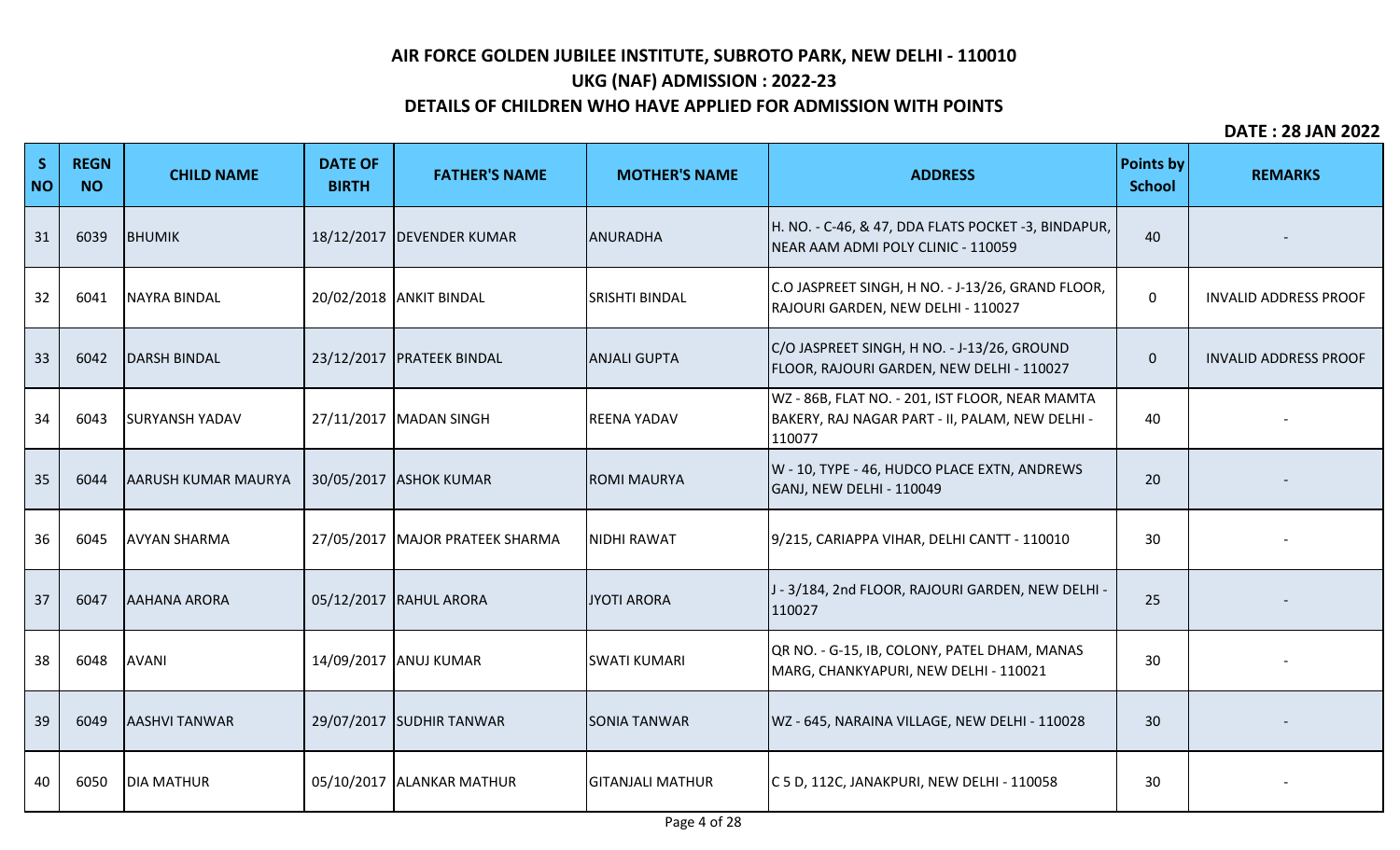# AIR FORCE GOLDEN JUBILEE INSTITUTE, SUBROTO PARK, NEW DELHI - 110010

## UKG (NAF) ADMISSION : 2022-23

## DETAILS OF CHILDREN WHO HAVE APPLIED FOR ADMISSION WITH POINTS

**DATE : 28 JAN 2022**

| S NO | REGN NO | CHILD NAME | DATE OF BIRTH | FATHER'S NAME | MOTHER'S NAME | ADDRESS | Points by School | REMARKS |
|---|---|---|---|---|---|---|---|---|
| 31 | 6039 | BHUMIK | 18/12/2017 | DEVENDER KUMAR | ANURADHA | H. NO. - C-46, & 47, DDA FLATS POCKET -3, BINDAPUR, NEAR AAM ADMI POLY CLINIC - 110059 | 40 | - |
| 32 | 6041 | NAYRA BINDAL | 20/02/2018 | ANKIT BINDAL | SRISHTI BINDAL | C.O JASPREET SINGH, H NO. - J-13/26, GRAND FLOOR, RAJOURI GARDEN, NEW DELHI - 110027 | 0 | INVALID ADDRESS PROOF |
| 33 | 6042 | DARSH BINDAL | 23/12/2017 | PRATEEK BINDAL | ANJALI GUPTA | C/O JASPREET SINGH, H NO. - J-13/26, GROUND FLOOR, RAJOURI GARDEN, NEW DELHI - 110027 | 0 | INVALID ADDRESS PROOF |
| 34 | 6043 | SURYANSH YADAV | 27/11/2017 | MADAN SINGH | REENA YADAV | WZ - 86B, FLAT NO. - 201, IST FLOOR, NEAR MAMTA BAKERY, RAJ NAGAR PART - II, PALAM, NEW DELHI - 110077 | 40 | - |
| 35 | 6044 | AARUSH KUMAR MAURYA | 30/05/2017 | ASHOK KUMAR | ROMI MAURYA | W - 10, TYPE - 46, HUDCO PLACE EXTN, ANDREWS GANJ, NEW DELHI - 110049 | 20 | - |
| 36 | 6045 | AVYAN SHARMA | 27/05/2017 | MAJOR PRATEEK SHARMA | NIDHI RAWAT | 9/215, CARIAPPA VIHAR, DELHI CANTT - 110010 | 30 | - |
| 37 | 6047 | AAHANA ARORA | 05/12/2017 | RAHUL ARORA | JYOTI ARORA | J - 3/184, 2nd FLOOR, RAJOURI GARDEN, NEW DELHI - 110027 | 25 | - |
| 38 | 6048 | AVANI | 14/09/2017 | ANUJ KUMAR | SWATI KUMARI | QR NO. - G-15, IB, COLONY, PATEL DHAM, MANAS MARG, CHANKYAPURI, NEW DELHI - 110021 | 30 | - |
| 39 | 6049 | AASHVI TANWAR | 29/07/2017 | SUDHIR TANWAR | SONIA TANWAR | WZ - 645, NARAINA VILLAGE, NEW DELHI - 110028 | 30 | - |
| 40 | 6050 | DIA MATHUR | 05/10/2017 | ALANKAR MATHUR | GITANJALI MATHUR | C 5 D, 112C, JANAKPURI, NEW DELHI - 110058 | 30 | - |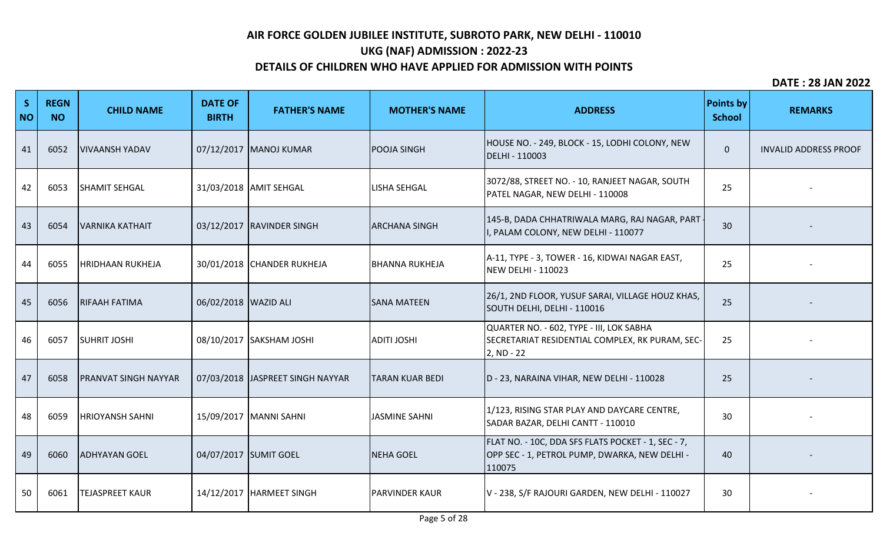# AIR FORCE GOLDEN JUBILEE INSTITUTE, SUBROTO PARK, NEW DELHI - 110010

## UKG (NAF) ADMISSION : 2022-23

## DETAILS OF CHILDREN WHO HAVE APPLIED FOR ADMISSION WITH POINTS

**DATE : 28 JAN 2022**

| S NO | REGN NO | CHILD NAME | DATE OF BIRTH | FATHER'S NAME | MOTHER'S NAME | ADDRESS | Points by School | REMARKS |
|---|---|---|---|---|---|---|---|---|
| 41 | 6052 | VIVAANSH YADAV | 07/12/2017 | MANOJ KUMAR | POOJA SINGH | HOUSE NO. - 249, BLOCK - 15, LODHI COLONY, NEW DELHI - 110003 | 0 | INVALID ADDRESS PROOF |
| 42 | 6053 | SHAMIT SEHGAL | 31/03/2018 | AMIT SEHGAL | LISHA SEHGAL | 3072/88, STREET NO. - 10, RANJEET NAGAR, SOUTH PATEL NAGAR, NEW DELHI - 110008 | 25 | - |
| 43 | 6054 | VARNIKA KATHAIT | 03/12/2017 | RAVINDER SINGH | ARCHANA SINGH | 145-B, DADA CHHATRIWALA MARG, RAJ NAGAR, PART - I, PALAM COLONY, NEW DELHI - 110077 | 30 | - |
| 44 | 6055 | HRIDHAAN RUKHEJA | 30/01/2018 | CHANDER RUKHEJA | BHANNA RUKHEJA | A-11, TYPE - 3, TOWER - 16, KIDWAI NAGAR EAST, NEW DELHI - 110023 | 25 | - |
| 45 | 6056 | RIFAAH FATIMA | 06/02/2018 | WAZID ALI | SANA MATEEN | 26/1, 2ND FLOOR, YUSUF SARAI, VILLAGE HOUZ KHAS, SOUTH DELHI, DELHI - 110016 | 25 | - |
| 46 | 6057 | SUHRIT JOSHI | 08/10/2017 | SAKSHAM JOSHI | ADITI JOSHI | QUARTER NO. - 602, TYPE - III, LOK SABHA SECRETARIAT RESIDENTIAL COMPLEX, RK PURAM, SEC-2, ND - 22 | 25 | - |
| 47 | 6058 | PRANVAT SINGH NAYYAR | 07/03/2018 | JASPREET SINGH NAYYAR | TARAN KUAR BEDI | D - 23, NARAINA VIHAR, NEW DELHI - 110028 | 25 | - |
| 48 | 6059 | HRIOYANSH SAHNI | 15/09/2017 | MANNI SAHNI | JASMINE SAHNI | 1/123, RISING STAR PLAY AND DAYCARE CENTRE, SADAR BAZAR, DELHI CANTT - 110010 | 30 | - |
| 49 | 6060 | ADHYAYAN GOEL | 04/07/2017 | SUMIT GOEL | NEHA GOEL | FLAT NO. - 10C, DDA SFS FLATS POCKET - 1, SEC - 7, OPP SEC - 1, PETROL PUMP, DWARKA, NEW DELHI - 110075 | 40 | - |
| 50 | 6061 | TEJASPREET KAUR | 14/12/2017 | HARMEET SINGH | PARVINDER KAUR | V - 238, S/F RAJOURI GARDEN, NEW DELHI - 110027 | 30 | - |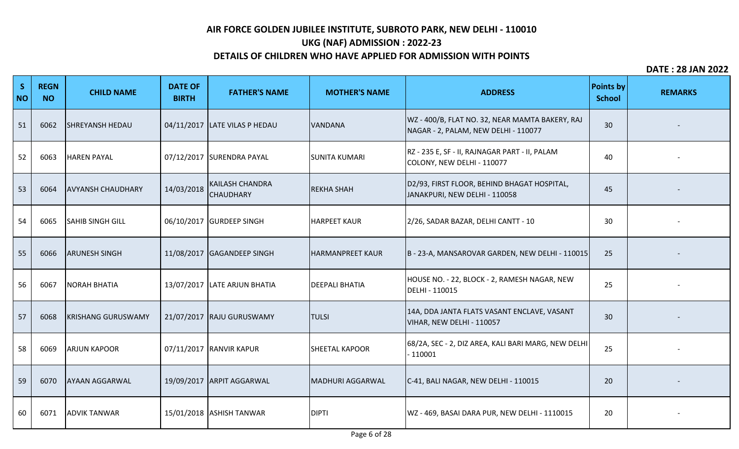# AIR FORCE GOLDEN JUBILEE INSTITUTE, SUBROTO PARK, NEW DELHI - 110010

## UKG (NAF) ADMISSION : 2022-23

## DETAILS OF CHILDREN WHO HAVE APPLIED FOR ADMISSION WITH POINTS

**DATE : 28 JAN 2022**

| S NO | REGN NO | CHILD NAME | DATE OF BIRTH | FATHER'S NAME | MOTHER'S NAME | ADDRESS | Points by School | REMARKS |
|---|---|---|---|---|---|---|---|---|
| 51 | 6062 | SHREYANSH HEDAU | 04/11/2017 | LATE VILAS P HEDAU | VANDANA | WZ - 400/B, FLAT NO. 32, NEAR MAMTA BAKERY, RAJ NAGAR - 2, PALAM, NEW DELHI - 110077 | 30 | - |
| 52 | 6063 | HAREN PAYAL | 07/12/2017 | SURENDRA PAYAL | SUNITA KUMARI | RZ - 235 E, SF - II, RAJNAGAR PART - II, PALAM COLONY, NEW DELHI - 110077 | 40 | - |
| 53 | 6064 | AVYANSH CHAUDHARY | 14/03/2018 | KAILASH CHANDRA CHAUDHARY | REKHA SHAH | D2/93, FIRST FLOOR, BEHIND BHAGAT HOSPITAL, JANAKPURI, NEW DELHI - 110058 | 45 | - |
| 54 | 6065 | SAHIB SINGH GILL | 06/10/2017 | GURDEEP SINGH | HARPEET KAUR | 2/26, SADAR BAZAR, DELHI CANTT - 10 | 30 | - |
| 55 | 6066 | ARUNESH SINGH | 11/08/2017 | GAGANDEEP SINGH | HARMANPREET KAUR | B - 23-A, MANSAROVAR GARDEN, NEW DELHI - 110015 | 25 | - |
| 56 | 6067 | NORAH BHATIA | 13/07/2017 | LATE ARJUN BHATIA | DEEPALI BHATIA | HOUSE NO. - 22, BLOCK - 2, RAMESH NAGAR, NEW DELHI - 110015 | 25 | - |
| 57 | 6068 | KRISHANG GURUSWAMY | 21/07/2017 | RAJU GURUSWAMY | TULSI | 14A, DDA JANTA FLATS VASANT ENCLAVE, VASANT VIHAR, NEW DELHI - 110057 | 30 | - |
| 58 | 6069 | ARJUN KAPOOR | 07/11/2017 | RANVIR KAPUR | SHEETAL KAPOOR | 68/2A, SEC - 2, DIZ AREA, KALI BARI MARG, NEW DELHI - 110001 | 25 | - |
| 59 | 6070 | AYAAN AGGARWAL | 19/09/2017 | ARPIT AGGARWAL | MADHURI AGGARWAL | C-41, BALI NAGAR, NEW DELHI - 110015 | 20 | - |
| 60 | 6071 | ADVIK TANWAR | 15/01/2018 | ASHISH TANWAR | DIPTI | WZ - 469, BASAI DARA PUR, NEW DELHI - 1110015 | 20 | - |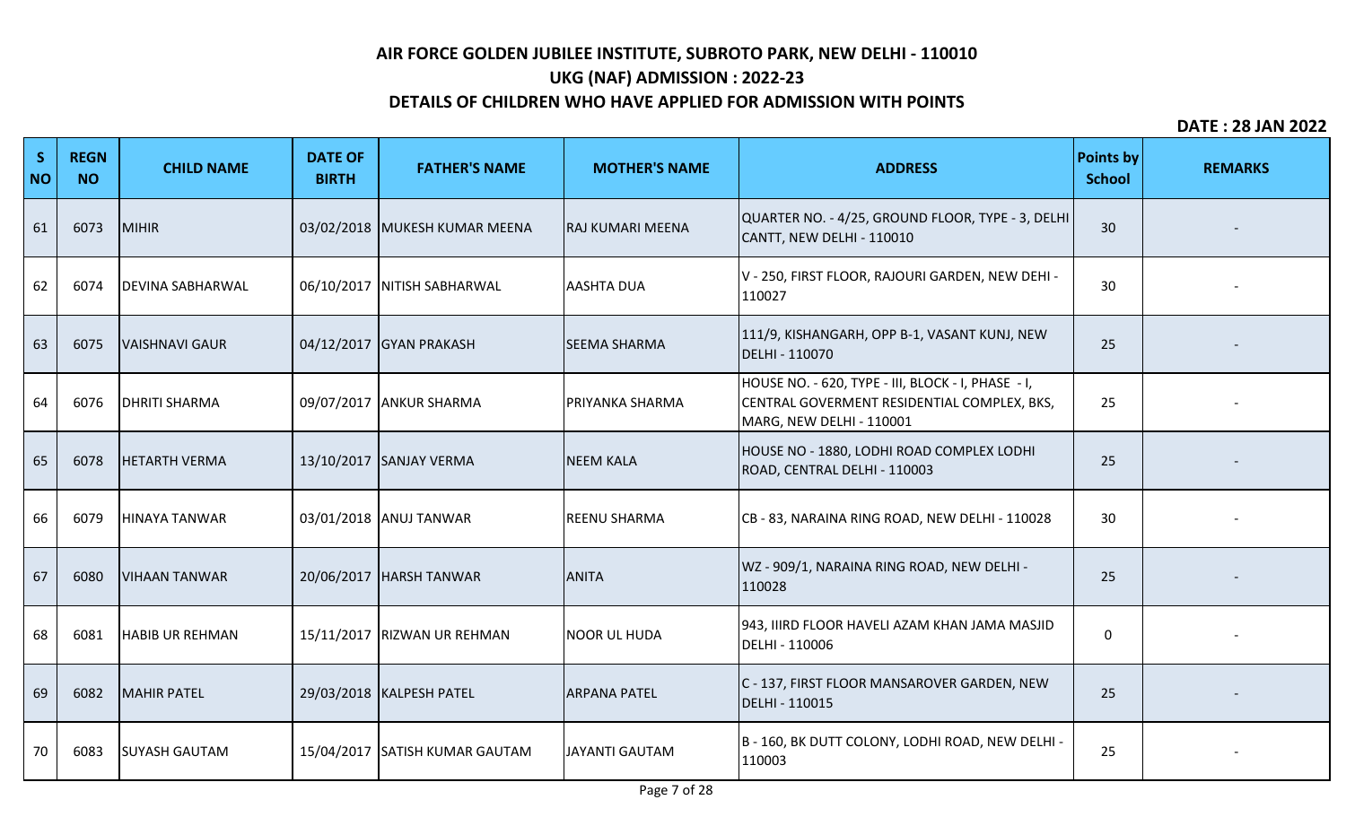# AIR FORCE GOLDEN JUBILEE INSTITUTE, SUBROTO PARK, NEW DELHI - 110010

## UKG (NAF) ADMISSION : 2022-23

## DETAILS OF CHILDREN WHO HAVE APPLIED FOR ADMISSION WITH POINTS

**DATE : 28 JAN 2022**

| S NO | REGN NO | CHILD NAME | DATE OF BIRTH | FATHER'S NAME | MOTHER'S NAME | ADDRESS | Points by School | REMARKS |
|---|---|---|---|---|---|---|---|---|
| 61 | 6073 | MIHIR | 03/02/2018 | MUKESH KUMAR MEENA | RAJ KUMARI MEENA | QUARTER NO. - 4/25, GROUND FLOOR, TYPE - 3, DELHI CANTT, NEW DELHI - 110010 | 30 | - |
| 62 | 6074 | DEVINA SABHARWAL | 06/10/2017 | NITISH SABHARWAL | AASHTA DUA | V - 250, FIRST FLOOR, RAJOURI GARDEN, NEW DEHI - 110027 | 30 | - |
| 63 | 6075 | VAISHNAVI GAUR | 04/12/2017 | GYAN PRAKASH | SEEMA SHARMA | 111/9, KISHANGARH, OPP B-1, VASANT KUNJ, NEW DELHI - 110070 | 25 | - |
| 64 | 6076 | DHRITI SHARMA | 09/07/2017 | ANKUR SHARMA | PRIYANKA SHARMA | HOUSE NO. - 620, TYPE - III, BLOCK - I, PHASE - I, CENTRAL GOVERMENT RESIDENTIAL COMPLEX, BKS, MARG, NEW DELHI - 110001 | 25 | - |
| 65 | 6078 | HETARTH VERMA | 13/10/2017 | SANJAY VERMA | NEEM KALA | HOUSE NO - 1880, LODHI ROAD COMPLEX LODHI ROAD, CENTRAL DELHI - 110003 | 25 | - |
| 66 | 6079 | HINAYA TANWAR | 03/01/2018 | ANUJ TANWAR | REENU SHARMA | CB - 83, NARAINA RING ROAD, NEW DELHI - 110028 | 30 | - |
| 67 | 6080 | VIHAAN TANWAR | 20/06/2017 | HARSH TANWAR | ANITA | WZ - 909/1, NARAINA RING ROAD, NEW DELHI - 110028 | 25 | - |
| 68 | 6081 | HABIB UR REHMAN | 15/11/2017 | RIZWAN UR REHMAN | NOOR UL HUDA | 943, IIIRD FLOOR HAVELI AZAM KHAN JAMA MASJID DELHI - 110006 | 0 | - |
| 69 | 6082 | MAHIR PATEL | 29/03/2018 | KALPESH PATEL | ARPANA PATEL | C - 137, FIRST FLOOR MANSAROVER GARDEN, NEW DELHI - 110015 | 25 | - |
| 70 | 6083 | SUYASH GAUTAM | 15/04/2017 | SATISH KUMAR GAUTAM | JAYANTI GAUTAM | B - 160, BK DUTT COLONY, LODHI ROAD, NEW DELHI - 110003 | 25 | - |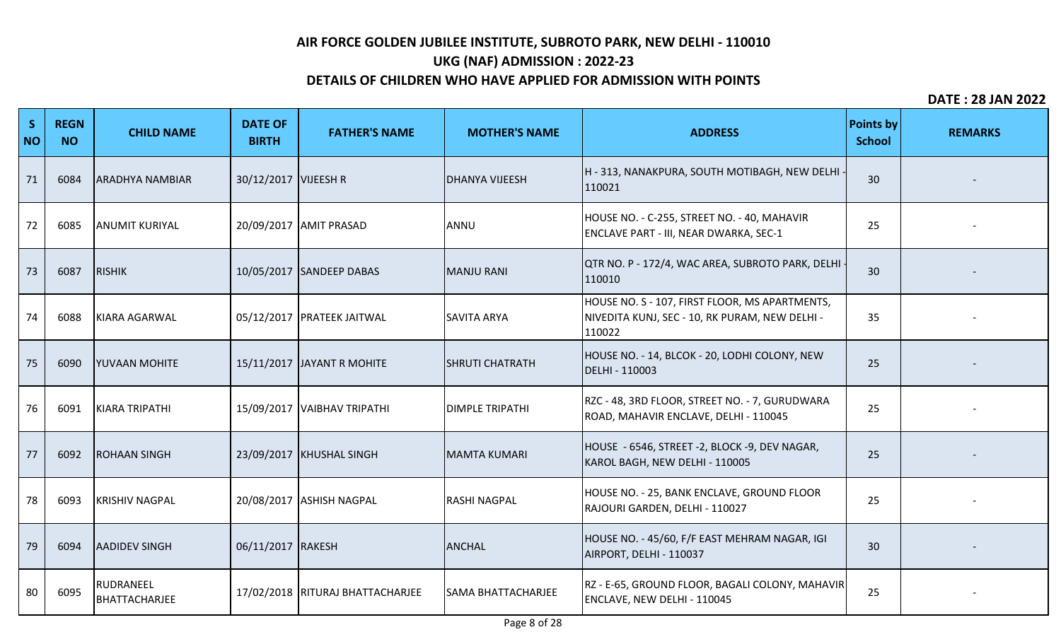# AIR FORCE GOLDEN JUBILEE INSTITUTE, SUBROTO PARK, NEW DELHI - 110010

## UKG (NAF) ADMISSION : 2022-23

## DETAILS OF CHILDREN WHO HAVE APPLIED FOR ADMISSION WITH POINTS

**DATE : 28 JAN 2022**

| S NO | REGN NO | CHILD NAME | DATE OF BIRTH | FATHER'S NAME | MOTHER'S NAME | ADDRESS | Points by School | REMARKS |
|---|---|---|---|---|---|---|---|---|
| 71 | 6084 | ARADHYA NAMBIAR | 30/12/2017 | VIJEESH R | DHANYA VIJEESH | H - 313, NANAKPURA, SOUTH MOTIBAGH, NEW DELHI - 110021 | 30 | - |
| 72 | 6085 | ANUMIT KURIYAL | 20/09/2017 | AMIT PRASAD | ANNU | HOUSE NO. - C-255, STREET NO. - 40, MAHAVIR ENCLAVE PART - III, NEAR DWARKA, SEC-1 | 25 | - |
| 73 | 6087 | RISHIK | 10/05/2017 | SANDEEP DABAS | MANJU RANI | QTR NO. P - 172/4, WAC AREA, SUBROTO PARK, DELHI - 110010 | 30 | - |
| 74 | 6088 | KIARA AGARWAL | 05/12/2017 | PRATEEK JAITWAL | SAVITA ARYA | HOUSE NO. S - 107, FIRST FLOOR, MS APARTMENTS, NIVEDITA KUNJ, SEC - 10, RK PURAM, NEW DELHI - 110022 | 35 | - |
| 75 | 6090 | YUVAAN MOHITE | 15/11/2017 | JAYANT R MOHITE | SHRUTI CHATRATH | HOUSE NO. - 14, BLCOK - 20, LODHI COLONY, NEW DELHI - 110003 | 25 | - |
| 76 | 6091 | KIARA TRIPATHI | 15/09/2017 | VAIBHAV TRIPATHI | DIMPLE TRIPATHI | RZC - 48, 3RD FLOOR, STREET NO. - 7, GURUDWARA ROAD, MAHAVIR ENCLAVE, DELHI - 110045 | 25 | - |
| 77 | 6092 | ROHAAN SINGH | 23/09/2017 | KHUSHAL SINGH | MAMTA KUMARI | HOUSE - 6546, STREET -2, BLOCK -9, DEV NAGAR, KAROL BAGH, NEW DELHI - 110005 | 25 | - |
| 78 | 6093 | KRISHIV NAGPAL | 20/08/2017 | ASHISH NAGPAL | RASHI NAGPAL | HOUSE NO. - 25, BANK ENCLAVE, GROUND FLOOR RAJOURI GARDEN, DELHI - 110027 | 25 | - |
| 79 | 6094 | AADIDEV SINGH | 06/11/2017 | RAKESH | ANCHAL | HOUSE NO. - 45/60, F/F EAST MEHRAM NAGAR, IGI AIRPORT, DELHI - 110037 | 30 | - |
| 80 | 6095 | RUDRANEEL BHATTACHARJEE | 17/02/2018 | RITURAJ BHATTACHARJEE | SAMA BHATTACHARJEE | RZ - E-65, GROUND FLOOR, BAGALI COLONY, MAHAVIR ENCLAVE, NEW DELHI - 110045 | 25 | - |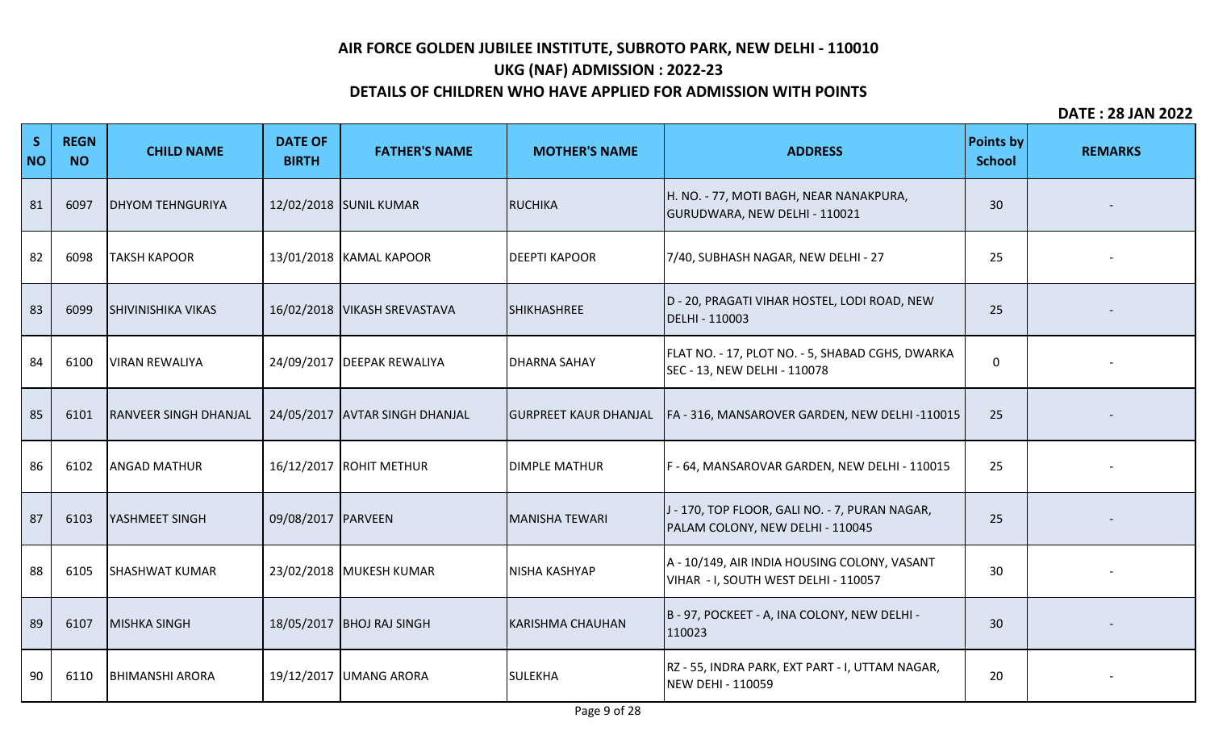# AIR FORCE GOLDEN JUBILEE INSTITUTE, SUBROTO PARK, NEW DELHI - 110010

## UKG (NAF) ADMISSION : 2022-23

## DETAILS OF CHILDREN WHO HAVE APPLIED FOR ADMISSION WITH POINTS

**DATE : 28 JAN 2022**

| S NO | REGN NO | CHILD NAME | DATE OF BIRTH | FATHER'S NAME | MOTHER'S NAME | ADDRESS | Points by School | REMARKS |
|---|---|---|---|---|---|---|---|---|
| 81 | 6097 | DHYOM TEHNGURIYA | 12/02/2018 | SUNIL KUMAR | RUCHIKA | H. NO. - 77, MOTI BAGH, NEAR NANAKPURA, GURUDWARA, NEW DELHI - 110021 | 30 | - |
| 82 | 6098 | TAKSH KAPOOR | 13/01/2018 | KAMAL KAPOOR | DEEPTI KAPOOR | 7/40, SUBHASH NAGAR, NEW DELHI - 27 | 25 | - |
| 83 | 6099 | SHIVINISHIKA VIKAS | 16/02/2018 | VIKASH SREVASTAVA | SHIKHASHREE | D - 20, PRAGATI VIHAR HOSTEL, LODI ROAD, NEW DELHI - 110003 | 25 | - |
| 84 | 6100 | VIRAN REWALIYA | 24/09/2017 | DEEPAK REWALIYA | DHARNA SAHAY | FLAT NO. - 17, PLOT NO. - 5, SHABAD CGHS, DWARKA SEC - 13, NEW DELHI - 110078 | 0 | - |
| 85 | 6101 | RANVEER SINGH DHANJAL | 24/05/2017 | AVTAR SINGH DHANJAL | GURPREET KAUR DHANJAL | FA - 316, MANSAROVER GARDEN, NEW DELHI -110015 | 25 | - |
| 86 | 6102 | ANGAD MATHUR | 16/12/2017 | ROHIT METHUR | DIMPLE MATHUR | F - 64, MANSAROVAR GARDEN, NEW DELHI - 110015 | 25 | - |
| 87 | 6103 | YASHMEET SINGH | 09/08/2017 | PARVEEN | MANISHA TEWARI | J - 170, TOP FLOOR, GALI NO. - 7, PURAN NAGAR, PALAM COLONY, NEW DELHI - 110045 | 25 | - |
| 88 | 6105 | SHASHWAT KUMAR | 23/02/2018 | MUKESH KUMAR | NISHA KASHYAP | A - 10/149, AIR INDIA HOUSING COLONY, VASANT VIHAR - I, SOUTH WEST DELHI - 110057 | 30 | - |
| 89 | 6107 | MISHKA SINGH | 18/05/2017 | BHOJ RAJ SINGH | KARISHMA CHAUHAN | B - 97, POCKEET - A, INA COLONY, NEW DELHI - 110023 | 30 | - |
| 90 | 6110 | BHIMANSHI ARORA | 19/12/2017 | UMANG ARORA | SULEKHA | RZ - 55, INDRA PARK, EXT PART - I, UTTAM NAGAR, NEW DEHI - 110059 | 20 | - |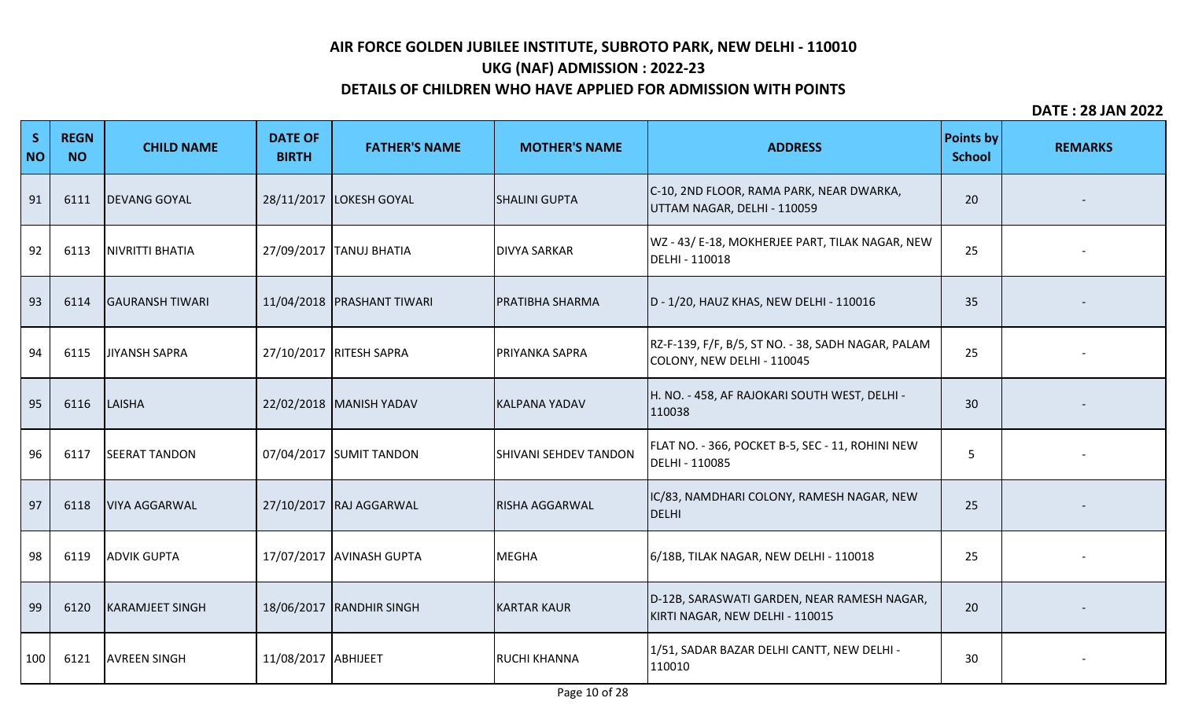# AIR FORCE GOLDEN JUBILEE INSTITUTE, SUBROTO PARK, NEW DELHI - 110010

## UKG (NAF) ADMISSION : 2022-23

## DETAILS OF CHILDREN WHO HAVE APPLIED FOR ADMISSION WITH POINTS

**DATE : 28 JAN 2022**

| S NO | REGN NO | CHILD NAME | DATE OF BIRTH | FATHER'S NAME | MOTHER'S NAME | ADDRESS | Points by School | REMARKS |
|---|---|---|---|---|---|---|---|---|
| 91 | 6111 | DEVANG GOYAL | 28/11/2017 | LOKESH GOYAL | SHALINI GUPTA | C-10, 2ND FLOOR, RAMA PARK, NEAR DWARKA, UTTAM NAGAR, DELHI - 110059 | 20 | - |
| 92 | 6113 | NIVRITTI BHATIA | 27/09/2017 | TANUJ BHATIA | DIVYA SARKAR | WZ - 43/ E-18, MOKHERJEE PART, TILAK NAGAR, NEW DELHI - 110018 | 25 | - |
| 93 | 6114 | GAURANSH TIWARI | 11/04/2018 | PRASHANT TIWARI | PRATIBHA SHARMA | D - 1/20, HAUZ KHAS, NEW DELHI - 110016 | 35 | - |
| 94 | 6115 | JIYANSH SAPRA | 27/10/2017 | RITESH SAPRA | PRIYANKA SAPRA | RZ-F-139, F/F, B/5, ST NO. - 38, SADH NAGAR, PALAM COLONY, NEW DELHI - 110045 | 25 | - |
| 95 | 6116 | LAISHA | 22/02/2018 | MANISH YADAV | KALPANA YADAV | H. NO. - 458, AF RAJOKARI SOUTH WEST, DELHI - 110038 | 30 | - |
| 96 | 6117 | SEERAT TANDON | 07/04/2017 | SUMIT TANDON | SHIVANI SEHDEV TANDON | FLAT NO. - 366, POCKET B-5, SEC - 11, ROHINI NEW DELHI - 110085 | 5 | - |
| 97 | 6118 | VIYA AGGARWAL | 27/10/2017 | RAJ AGGARWAL | RISHA AGGARWAL | IC/83, NAMDHARI COLONY, RAMESH NAGAR, NEW DELHI | 25 | - |
| 98 | 6119 | ADVIK GUPTA | 17/07/2017 | AVINASH GUPTA | MEGHA | 6/18B, TILAK NAGAR, NEW DELHI - 110018 | 25 | - |
| 99 | 6120 | KARAMJEET SINGH | 18/06/2017 | RANDHIR SINGH | KARTAR KAUR | D-12B, SARASWATI GARDEN, NEAR RAMESH NAGAR, KIRTI NAGAR, NEW DELHI - 110015 | 20 | - |
| 100 | 6121 | AVREEN SINGH | 11/08/2017 | ABHIJEET | RUCHI KHANNA | 1/51, SADAR BAZAR DELHI CANTT, NEW DELHI - 110010 | 30 | - |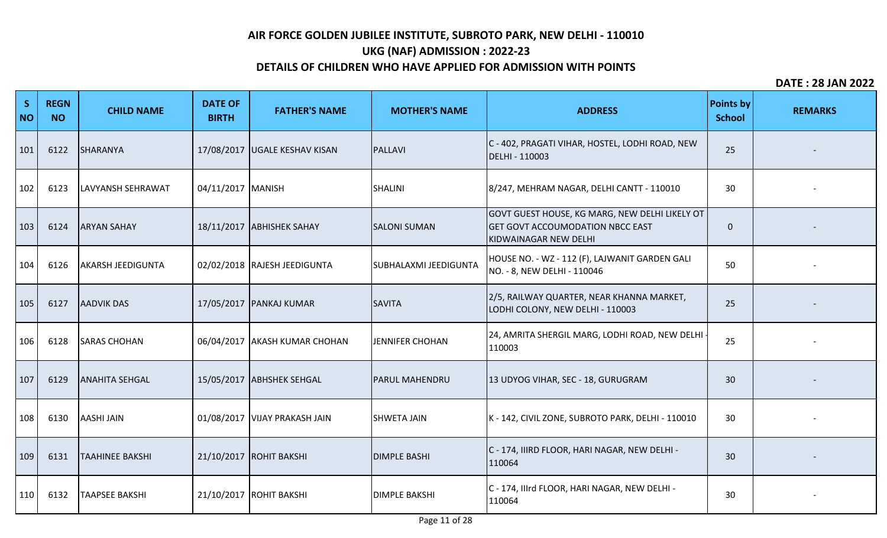# AIR FORCE GOLDEN JUBILEE INSTITUTE, SUBROTO PARK, NEW DELHI - 110010

## UKG (NAF) ADMISSION : 2022-23

## DETAILS OF CHILDREN WHO HAVE APPLIED FOR ADMISSION WITH POINTS

**DATE : 28 JAN 2022**

| S NO | REGN NO | CHILD NAME | DATE OF BIRTH | FATHER'S NAME | MOTHER'S NAME | ADDRESS | Points by School | REMARKS |
|---|---|---|---|---|---|---|---|---|
| 101 | 6122 | SHARANYA | 17/08/2017 | UGALE KESHAV KISAN | PALLAVI | C - 402, PRAGATI VIHAR, HOSTEL, LODHI ROAD, NEW DELHI - 110003 | 25 | - |
| 102 | 6123 | LAVYANSH SEHRAWAT | 04/11/2017 | MANISH | SHALINI | 8/247, MEHRAM NAGAR, DELHI CANTT - 110010 | 30 | - |
| 103 | 6124 | ARYAN SAHAY | 18/11/2017 | ABHISHEK SAHAY | SALONI SUMAN | GOVT GUEST HOUSE, KG MARG, NEW DELHI LIKELY OT GET GOVT ACCOUMODATION NBCC EAST KIDWAINAGAR NEW DELHI | 0 | - |
| 104 | 6126 | AKARSH JEEDIGUNTA | 02/02/2018 | RAJESH JEEDIGUNTA | SUBHALAXMI JEEDIGUNTA | HOUSE NO. - WZ - 112 (F), LAJWANIT GARDEN GALI NO. - 8, NEW DELHI - 110046 | 50 | - |
| 105 | 6127 | AADVIK DAS | 17/05/2017 | PANKAJ KUMAR | SAVITA | 2/5, RAILWAY QUARTER, NEAR KHANNA MARKET, LODHI COLONY, NEW DELHI - 110003 | 25 | - |
| 106 | 6128 | SARAS CHOHAN | 06/04/2017 | AKASH KUMAR CHOHAN | JENNIFER CHOHAN | 24, AMRITA SHERGIL MARG, LODHI ROAD, NEW DELHI - 110003 | 25 | - |
| 107 | 6129 | ANAHITA SEHGAL | 15/05/2017 | ABHSHEK SEHGAL | PARUL MAHENDRU | 13 UDYOG VIHAR, SEC - 18, GURUGRAM | 30 | - |
| 108 | 6130 | AASHI JAIN | 01/08/2017 | VIJAY PRAKASH JAIN | SHWETA JAIN | K - 142, CIVIL ZONE, SUBROTO PARK, DELHI - 110010 | 30 | - |
| 109 | 6131 | TAAHINEE BAKSHI | 21/10/2017 | ROHIT BAKSHI | DIMPLE BASHI | C - 174, IIIRD FLOOR, HARI NAGAR, NEW DELHI - 110064 | 30 | - |
| 110 | 6132 | TAAPSEE BAKSHI | 21/10/2017 | ROHIT BAKSHI | DIMPLE BAKSHI | C - 174, IIIrd FLOOR, HARI NAGAR, NEW DELHI - 110064 | 30 | - |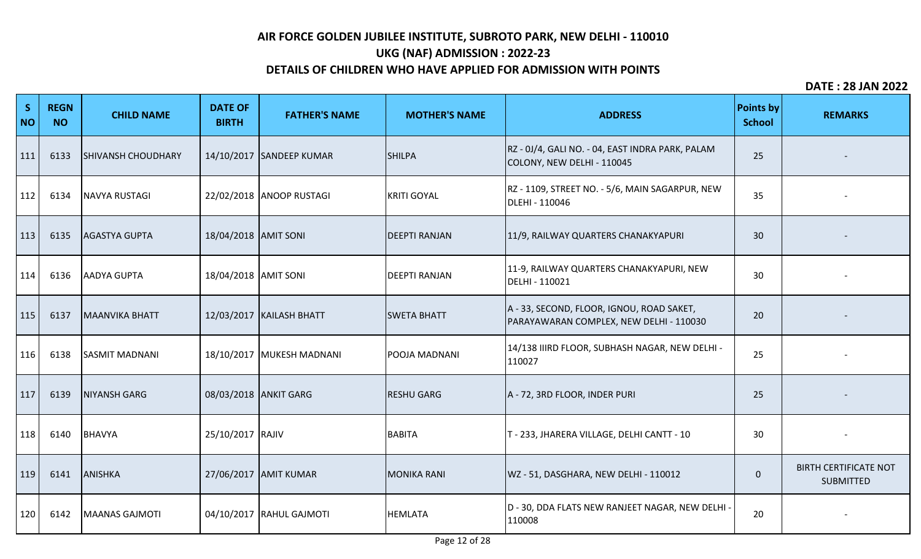# AIR FORCE GOLDEN JUBILEE INSTITUTE, SUBROTO PARK, NEW DELHI - 110010

## UKG (NAF) ADMISSION : 2022-23

## DETAILS OF CHILDREN WHO HAVE APPLIED FOR ADMISSION WITH POINTS

**DATE : 28 JAN 2022**

| S NO | REGN NO | CHILD NAME | DATE OF BIRTH | FATHER'S NAME | MOTHER'S NAME | ADDRESS | Points by School | REMARKS |
|---|---|---|---|---|---|---|---|---|
| 111 | 6133 | SHIVANSH CHOUDHARY | 14/10/2017 | SANDEEP KUMAR | SHILPA | RZ - 0J/4, GALI NO. - 04, EAST INDRA PARK, PALAM COLONY, NEW DELHI - 110045 | 25 | - |
| 112 | 6134 | NAVYA RUSTAGI | 22/02/2018 | ANOOP RUSTAGI | KRITI GOYAL | RZ - 1109, STREET NO. - 5/6, MAIN SAGARPUR, NEW DLEHI - 110046 | 35 | - |
| 113 | 6135 | AGASTYA GUPTA | 18/04/2018 | AMIT SONI | DEEPTI RANJAN | 11/9, RAILWAY QUARTERS CHANAKYAPURI | 30 | - |
| 114 | 6136 | AADYA GUPTA | 18/04/2018 | AMIT SONI | DEEPTI RANJAN | 11-9, RAILWAY QUARTERS CHANAKYAPURI, NEW DELHI - 110021 | 30 | - |
| 115 | 6137 | MAANVIKA BHATT | 12/03/2017 | KAILASH BHATT | SWETA BHATT | A - 33, SECOND, FLOOR, IGNOU, ROAD SAKET, PARAYAWARAN COMPLEX, NEW DELHI - 110030 | 20 | - |
| 116 | 6138 | SASMIT MADNANI | 18/10/2017 | MUKESH MADNANI | POOJA MADNANI | 14/138 IIIRD FLOOR, SUBHASH NAGAR, NEW DELHI - 110027 | 25 | - |
| 117 | 6139 | NIYANSH GARG | 08/03/2018 | ANKIT GARG | RESHU GARG | A - 72, 3RD FLOOR, INDER PURI | 25 | - |
| 118 | 6140 | BHAVYA | 25/10/2017 | RAJIV | BABITA | T - 233, JHARERA VILLAGE, DELHI CANTT - 10 | 30 | - |
| 119 | 6141 | ANISHKA | 27/06/2017 | AMIT KUMAR | MONIKA RANI | WZ - 51, DASGHARA, NEW DELHI - 110012 | 0 | BIRTH CERTIFICATE NOT SUBMITTED |
| 120 | 6142 | MAANAS GAJMOTI | 04/10/2017 | RAHUL GAJMOTI | HEMLATA | D - 30, DDA FLATS NEW RANJEET NAGAR, NEW DELHI - 110008 | 20 | - |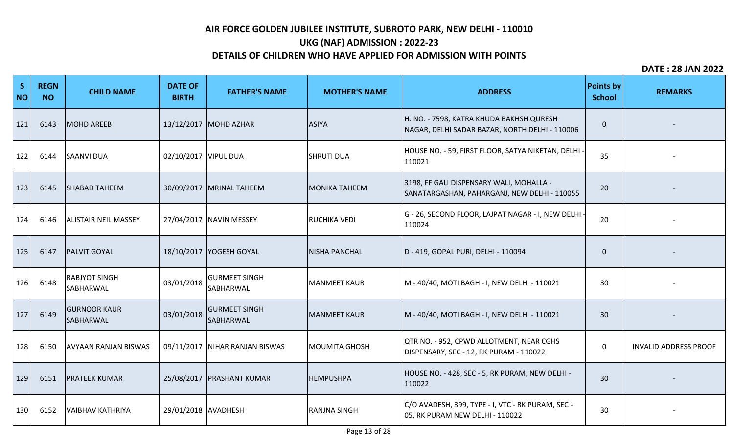# AIR FORCE GOLDEN JUBILEE INSTITUTE, SUBROTO PARK, NEW DELHI - 110010

## UKG (NAF) ADMISSION : 2022-23

## DETAILS OF CHILDREN WHO HAVE APPLIED FOR ADMISSION WITH POINTS

**DATE : 28 JAN 2022**

| S NO | REGN NO | CHILD NAME | DATE OF BIRTH | FATHER'S NAME | MOTHER'S NAME | ADDRESS | Points by School | REMARKS |
|---|---|---|---|---|---|---|---|---|
| 121 | 6143 | MOHD AREEB | 13/12/2017 | MOHD AZHAR | ASIYA | H. NO. - 7598, KATRA KHUDA BAKHSH QURESH NAGAR, DELHI SADAR BAZAR, NORTH DELHI - 110006 | 0 | - |
| 122 | 6144 | SAANVI DUA | 02/10/2017 | VIPUL DUA | SHRUTI DUA | HOUSE NO. - 59, FIRST FLOOR, SATYA NIKETAN, DELHI - 110021 | 35 | - |
| 123 | 6145 | SHABAD TAHEEM | 30/09/2017 | MRINAL TAHEEM | MONIKA TAHEEM | 3198, FF GALI DISPENSARY WALI, MOHALLA - SANATARGASHAN, PAHARGANJ, NEW DELHI - 110055 | 20 | - |
| 124 | 6146 | ALISTAIR NEIL MASSEY | 27/04/2017 | NAVIN MESSEY | RUCHIKA VEDI | G - 26, SECOND FLOOR, LAJPAT NAGAR - I, NEW DELHI - 110024 | 20 | - |
| 125 | 6147 | PALVIT GOYAL | 18/10/2017 | YOGESH GOYAL | NISHA PANCHAL | D - 419, GOPAL PURI, DELHI - 110094 | 0 | - |
| 126 | 6148 | RABJYOT SINGH SABHARWAL | 03/01/2018 | GURMEET SINGH SABHARWAL | MANMEET KAUR | M - 40/40, MOTI BAGH - I, NEW DELHI - 110021 | 30 | - |
| 127 | 6149 | GURNOOR KAUR SABHARWAL | 03/01/2018 | GURMEET SINGH SABHARWAL | MANMEET KAUR | M - 40/40, MOTI BAGH - I, NEW DELHI - 110021 | 30 | - |
| 128 | 6150 | AVYAAN RANJAN BISWAS | 09/11/2017 | NIHAR RANJAN BISWAS | MOUMITA GHOSH | QTR NO. - 952, CPWD ALLOTMENT, NEAR CGHS DISPENSARY, SEC - 12, RK PURAM - 110022 | 0 | INVALID ADDRESS PROOF |
| 129 | 6151 | PRATEEK KUMAR | 25/08/2017 | PRASHANT KUMAR | HEMPUSHPA | HOUSE NO. - 428, SEC - 5, RK PURAM, NEW DELHI - 110022 | 30 | - |
| 130 | 6152 | VAIBHAV KATHRIYA | 29/01/2018 | AVADHESH | RANJNA SINGH | C/O AVADESH, 399, TYPE - I, VTC - RK PURAM, SEC - 05, RK PURAM NEW DELHI - 110022 | 30 | - |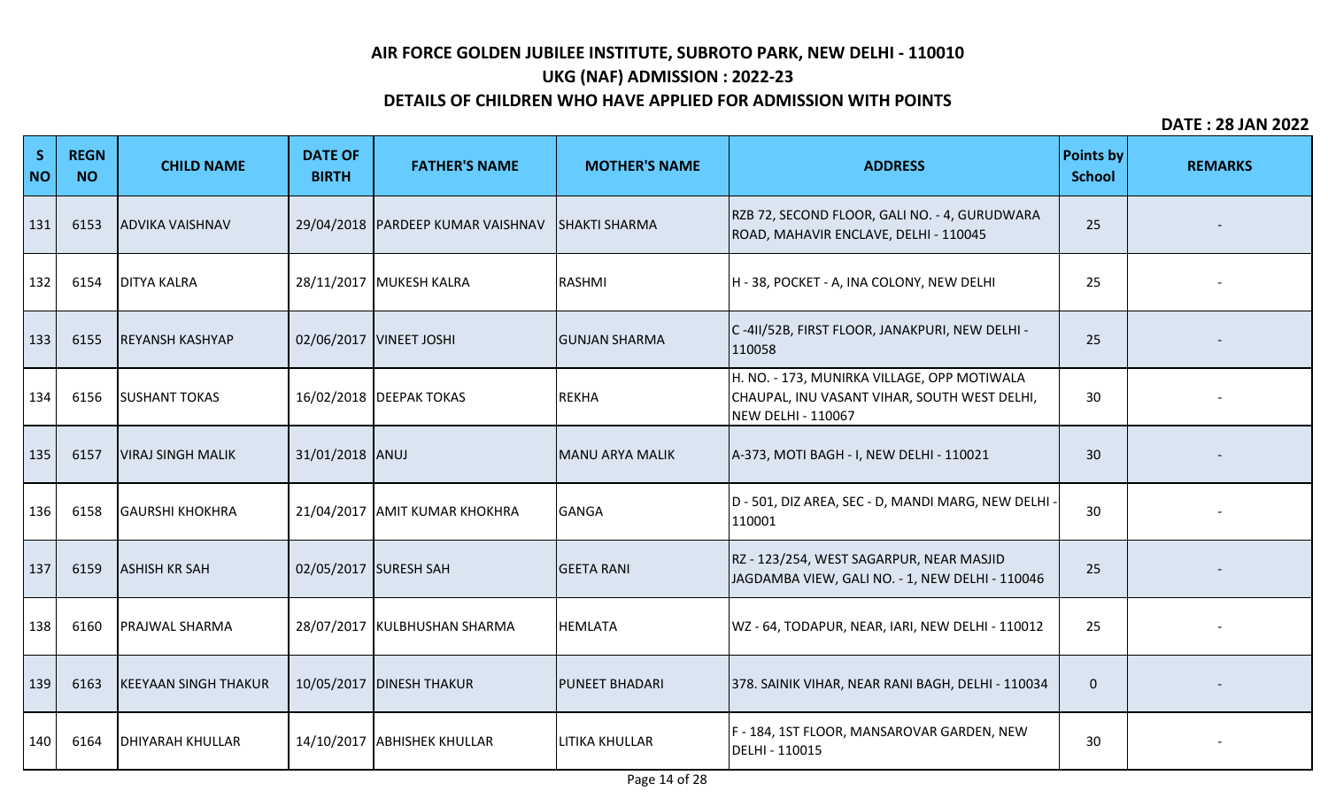# AIR FORCE GOLDEN JUBILEE INSTITUTE, SUBROTO PARK, NEW DELHI - 110010

## UKG (NAF) ADMISSION : 2022-23

## DETAILS OF CHILDREN WHO HAVE APPLIED FOR ADMISSION WITH POINTS

**DATE : 28 JAN 2022**

| S NO | REGN NO | CHILD NAME | DATE OF BIRTH | FATHER'S NAME | MOTHER'S NAME | ADDRESS | Points by School | REMARKS |
|---|---|---|---|---|---|---|---|---|
| 131 | 6153 | ADVIKA VAISHNAV | 29/04/2018 | PARDEEP KUMAR VAISHNAV | SHAKTI SHARMA | RZB 72, SECOND FLOOR, GALI NO. - 4, GURUDWARA ROAD, MAHAVIR ENCLAVE, DELHI - 110045 | 25 | - |
| 132 | 6154 | DITYA KALRA | 28/11/2017 | MUKESH KALRA | RASHMI | H - 38, POCKET - A, INA COLONY, NEW DELHI | 25 | - |
| 133 | 6155 | REYANSH KASHYAP | 02/06/2017 | VINEET JOSHI | GUNJAN SHARMA | C -4II/52B, FIRST FLOOR, JANAKPURI, NEW DELHI - 110058 | 25 | - |
| 134 | 6156 | SUSHANT TOKAS | 16/02/2018 | DEEPAK TOKAS | REKHA | H. NO. - 173, MUNIRKA VILLAGE, OPP MOTIWALA CHAUPAL, INU VASANT VIHAR, SOUTH WEST DELHI, NEW DELHI - 110067 | 30 | - |
| 135 | 6157 | VIRAJ SINGH MALIK | 31/01/2018 | ANUJ | MANU ARYA MALIK | A-373, MOTI BAGH - I, NEW DELHI - 110021 | 30 | - |
| 136 | 6158 | GAURSHI KHOKHRA | 21/04/2017 | AMIT KUMAR KHOKHRA | GANGA | D - 501, DIZ AREA, SEC - D, MANDI MARG, NEW DELHI - 110001 | 30 | - |
| 137 | 6159 | ASHISH KR SAH | 02/05/2017 | SURESH SAH | GEETA RANI | RZ - 123/254, WEST SAGARPUR, NEAR MASJID JAGDAMBA VIEW, GALI NO. - 1, NEW DELHI - 110046 | 25 | - |
| 138 | 6160 | PRAJWAL SHARMA | 28/07/2017 | KULBHUSHAN SHARMA | HEMLATA | WZ - 64, TODAPUR, NEAR, IARI, NEW DELHI - 110012 | 25 | - |
| 139 | 6163 | KEEYAAN SINGH THAKUR | 10/05/2017 | DINESH THAKUR | PUNEET BHADARI | 378. SAINIK VIHAR, NEAR RANI BAGH, DELHI - 110034 | 0 | - |
| 140 | 6164 | DHIYARAH KHULLAR | 14/10/2017 | ABHISHEK KHULLAR | LITIKA KHULLAR | F - 184, 1ST FLOOR, MANSAROVAR GARDEN, NEW DELHI - 110015 | 30 | - |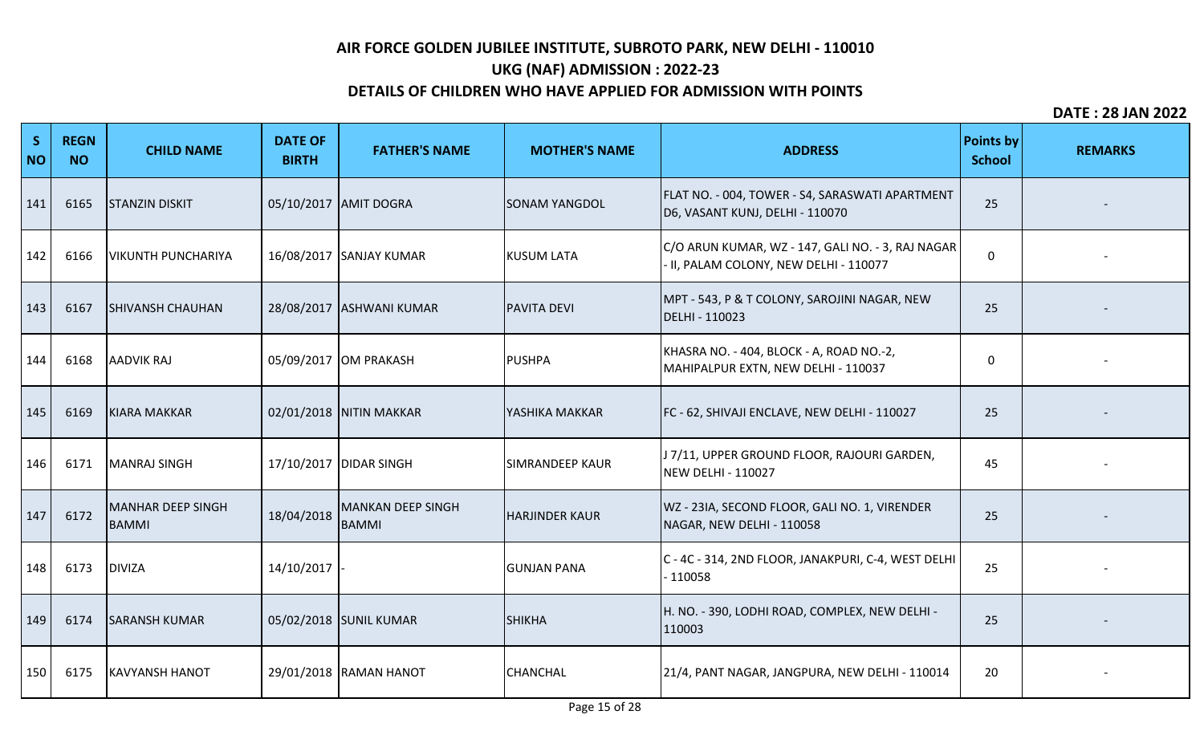# AIR FORCE GOLDEN JUBILEE INSTITUTE, SUBROTO PARK, NEW DELHI - 110010

## UKG (NAF) ADMISSION : 2022-23

## DETAILS OF CHILDREN WHO HAVE APPLIED FOR ADMISSION WITH POINTS

**DATE : 28 JAN 2022**

| S NO | REGN NO | CHILD NAME | DATE OF BIRTH | FATHER'S NAME | MOTHER'S NAME | ADDRESS | Points by School | REMARKS |
|---|---|---|---|---|---|---|---|---|
| 141 | 6165 | STANZIN DISKIT | 05/10/2017 | AMIT DOGRA | SONAM YANGDOL | FLAT NO. - 004, TOWER - S4, SARASWATI APARTMENT D6, VASANT KUNJ, DELHI - 110070 | 25 | - |
| 142 | 6166 | VIKUNTH PUNCHARIYA | 16/08/2017 | SANJAY KUMAR | KUSUM LATA | C/O ARUN KUMAR, WZ - 147, GALI NO. - 3, RAJ NAGAR - II, PALAM COLONY, NEW DELHI - 110077 | 0 | - |
| 143 | 6167 | SHIVANSH CHAUHAN | 28/08/2017 | ASHWANI KUMAR | PAVITA DEVI | MPT - 543, P & T COLONY, SAROJINI NAGAR, NEW DELHI - 110023 | 25 | - |
| 144 | 6168 | AADVIK RAJ | 05/09/2017 | OM PRAKASH | PUSHPA | KHASRA NO. - 404, BLOCK - A, ROAD NO.-2, MAHIPALPUR EXTN, NEW DELHI - 110037 | 0 | - |
| 145 | 6169 | KIARA MAKKAR | 02/01/2018 | NITIN MAKKAR | YASHIKA MAKKAR | FC - 62, SHIVAJI ENCLAVE, NEW DELHI - 110027 | 25 | - |
| 146 | 6171 | MANRAJ SINGH | 17/10/2017 | DIDAR SINGH | SIMRANDEEP KAUR | J 7/11, UPPER GROUND FLOOR, RAJOURI GARDEN, NEW DELHI - 110027 | 45 | - |
| 147 | 6172 | MANHAR DEEP SINGH BAMMI | 18/04/2018 | MANKAN DEEP SINGH BAMMI | HARJINDER KAUR | WZ - 23IA, SECOND FLOOR, GALI NO. 1, VIRENDER NAGAR, NEW DELHI - 110058 | 25 | - |
| 148 | 6173 | DIVIZA | 14/10/2017 | - | GUNJAN PANA | C - 4C - 314, 2ND FLOOR, JANAKPURI, C-4, WEST DELHI - 110058 | 25 | - |
| 149 | 6174 | SARANSH KUMAR | 05/02/2018 | SUNIL KUMAR | SHIKHA | H. NO. - 390, LODHI ROAD, COMPLEX, NEW DELHI - 110003 | 25 | - |
| 150 | 6175 | KAVYANSH HANOT | 29/01/2018 | RAMAN HANOT | CHANCHAL | 21/4, PANT NAGAR, JANGPURA, NEW DELHI - 110014 | 20 | - |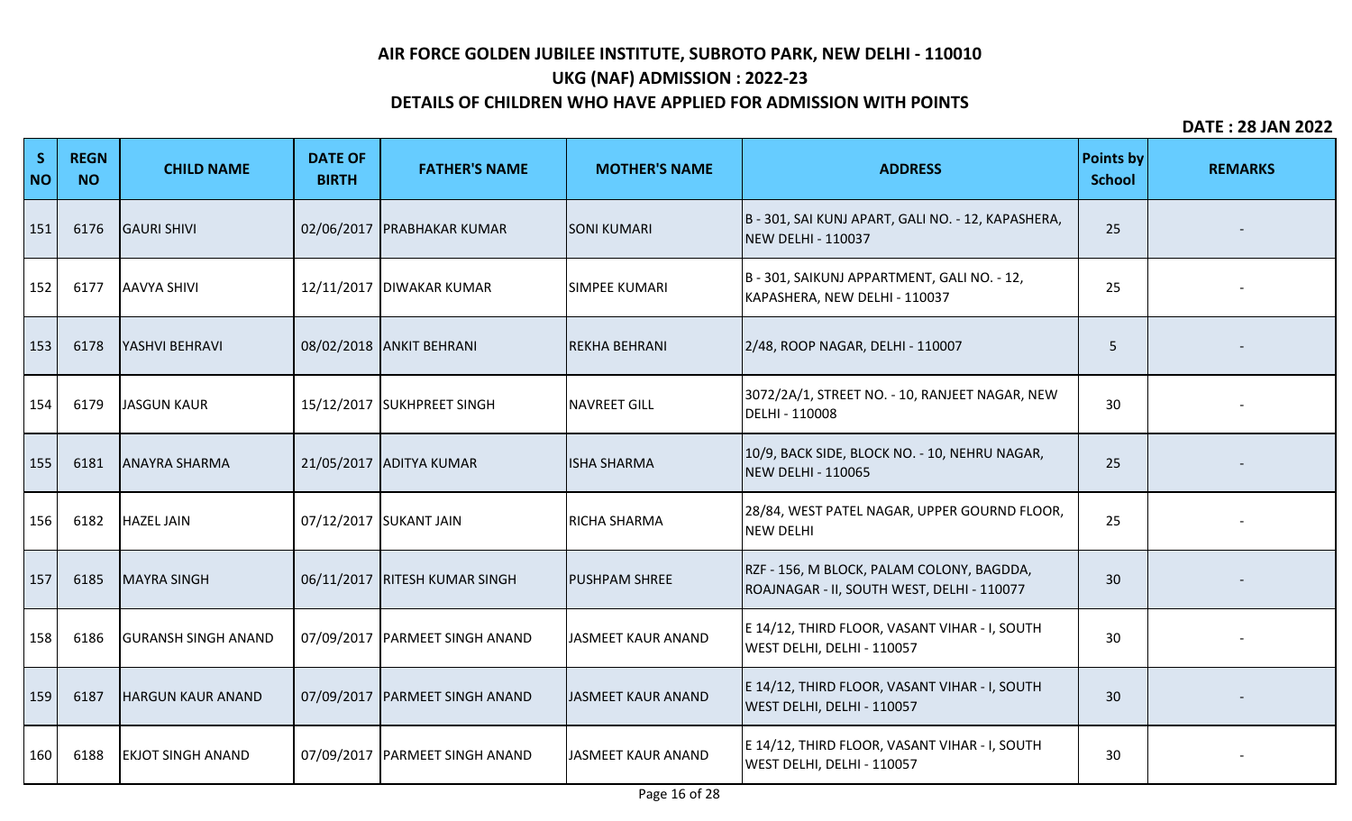# AIR FORCE GOLDEN JUBILEE INSTITUTE, SUBROTO PARK, NEW DELHI - 110010

## UKG (NAF) ADMISSION : 2022-23

## DETAILS OF CHILDREN WHO HAVE APPLIED FOR ADMISSION WITH POINTS

**DATE : 28 JAN 2022**

| S NO | REGN NO | CHILD NAME | DATE OF BIRTH | FATHER'S NAME | MOTHER'S NAME | ADDRESS | Points by School | REMARKS |
|---|---|---|---|---|---|---|---|---|
| 151 | 6176 | GAURI SHIVI | 02/06/2017 | PRABHAKAR KUMAR | SONI KUMARI | B - 301, SAI KUNJ APART, GALI NO. - 12, KAPASHERA, NEW DELHI - 110037 | 25 | - |
| 152 | 6177 | AAVYA SHIVI | 12/11/2017 | DIWAKAR KUMAR | SIMPEE KUMARI | B - 301, SAIKUNJ APPARTMENT, GALI NO. - 12, KAPASHERA, NEW DELHI - 110037 | 25 | - |
| 153 | 6178 | YASHVI BEHRAVI | 08/02/2018 | ANKIT BEHRANI | REKHA BEHRANI | 2/48, ROOP NAGAR, DELHI - 110007 | 5 | - |
| 154 | 6179 | JASGUN KAUR | 15/12/2017 | SUKHPREET SINGH | NAVREET GILL | 3072/2A/1, STREET NO. - 10, RANJEET NAGAR, NEW DELHI - 110008 | 30 | - |
| 155 | 6181 | ANAYRA SHARMA | 21/05/2017 | ADITYA KUMAR | ISHA SHARMA | 10/9, BACK SIDE, BLOCK NO. - 10, NEHRU NAGAR, NEW DELHI - 110065 | 25 | - |
| 156 | 6182 | HAZEL JAIN | 07/12/2017 | SUKANT JAIN | RICHA SHARMA | 28/84, WEST PATEL NAGAR, UPPER GOURND FLOOR, NEW DELHI | 25 | - |
| 157 | 6185 | MAYRA SINGH | 06/11/2017 | RITESH KUMAR SINGH | PUSHPAM SHREE | RZF - 156, M BLOCK, PALAM COLONY, BAGDDA, ROAJNAGAR - II, SOUTH WEST, DELHI - 110077 | 30 | - |
| 158 | 6186 | GURANSH SINGH ANAND | 07/09/2017 | PARMEET SINGH ANAND | JASMEET KAUR ANAND | E 14/12, THIRD FLOOR, VASANT VIHAR - I, SOUTH WEST DELHI, DELHI - 110057 | 30 | - |
| 159 | 6187 | HARGUN KAUR ANAND | 07/09/2017 | PARMEET SINGH ANAND | JASMEET KAUR ANAND | E 14/12, THIRD FLOOR, VASANT VIHAR - I, SOUTH WEST DELHI, DELHI - 110057 | 30 | - |
| 160 | 6188 | EKJOT SINGH ANAND | 07/09/2017 | PARMEET SINGH ANAND | JASMEET KAUR ANAND | E 14/12, THIRD FLOOR, VASANT VIHAR - I, SOUTH WEST DELHI, DELHI - 110057 | 30 | - |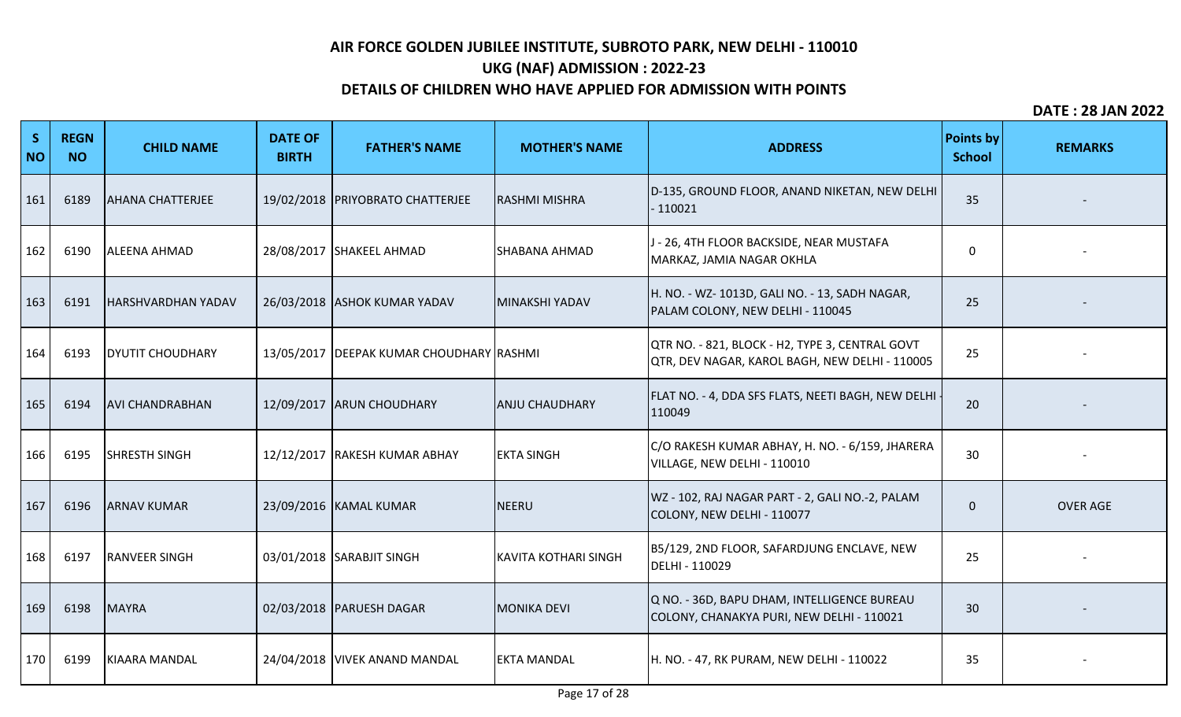# AIR FORCE GOLDEN JUBILEE INSTITUTE, SUBROTO PARK, NEW DELHI - 110010

## UKG (NAF) ADMISSION : 2022-23

## DETAILS OF CHILDREN WHO HAVE APPLIED FOR ADMISSION WITH POINTS

**DATE : 28 JAN 2022**

| S NO | REGN NO | CHILD NAME | DATE OF BIRTH | FATHER'S NAME | MOTHER'S NAME | ADDRESS | Points by School | REMARKS |
|---|---|---|---|---|---|---|---|---|
| 161 | 6189 | AHANA CHATTERJEE | 19/02/2018 | PRIYOBRATO CHATTERJEE | RASHMI MISHRA | D-135, GROUND FLOOR, ANAND NIKETAN, NEW DELHI - 110021 | 35 | - |
| 162 | 6190 | ALEENA AHMAD | 28/08/2017 | SHAKEEL AHMAD | SHABANA AHMAD | J - 26, 4TH FLOOR BACKSIDE, NEAR MUSTAFA MARKAZ, JAMIA NAGAR OKHLA | 0 | - |
| 163 | 6191 | HARSHVARDHAN YADAV | 26/03/2018 | ASHOK KUMAR YADAV | MINAKSHI YADAV | H. NO. - WZ- 1013D, GALI NO. - 13, SADH NAGAR, PALAM COLONY, NEW DELHI - 110045 | 25 | - |
| 164 | 6193 | DYUTIT CHOUDHARY | 13/05/2017 | DEEPAK KUMAR CHOUDHARY | RASHMI | QTR NO. - 821, BLOCK - H2, TYPE 3, CENTRAL GOVT QTR, DEV NAGAR, KAROL BAGH, NEW DELHI - 110005 | 25 | - |
| 165 | 6194 | AVI CHANDRABHAN | 12/09/2017 | ARUN CHOUDHARY | ANJU CHAUDHARY | FLAT NO. - 4, DDA SFS FLATS, NEETI BAGH, NEW DELHI - 110049 | 20 | - |
| 166 | 6195 | SHRESTH SINGH | 12/12/2017 | RAKESH KUMAR ABHAY | EKTA SINGH | C/O RAKESH KUMAR ABHAY, H. NO. - 6/159, JHARERA VILLAGE, NEW DELHI - 110010 | 30 | - |
| 167 | 6196 | ARNAV KUMAR | 23/09/2016 | KAMAL KUMAR | NEERU | WZ - 102, RAJ NAGAR PART - 2, GALI NO.-2, PALAM COLONY, NEW DELHI - 110077 | 0 | OVER AGE |
| 168 | 6197 | RANVEER SINGH | 03/01/2018 | SARABJIT SINGH | KAVITA KOTHARI SINGH | B5/129, 2ND FLOOR, SAFARDJUNG ENCLAVE, NEW DELHI - 110029 | 25 | - |
| 169 | 6198 | MAYRA | 02/03/2018 | PARUESH DAGAR | MONIKA DEVI | Q NO. - 36D, BAPU DHAM, INTELLIGENCE BUREAU COLONY, CHANAKYA PURI, NEW DELHI - 110021 | 30 | - |
| 170 | 6199 | KIAARA MANDAL | 24/04/2018 | VIVEK ANAND MANDAL | EKTA MANDAL | H. NO. - 47, RK PURAM, NEW DELHI - 110022 | 35 | - |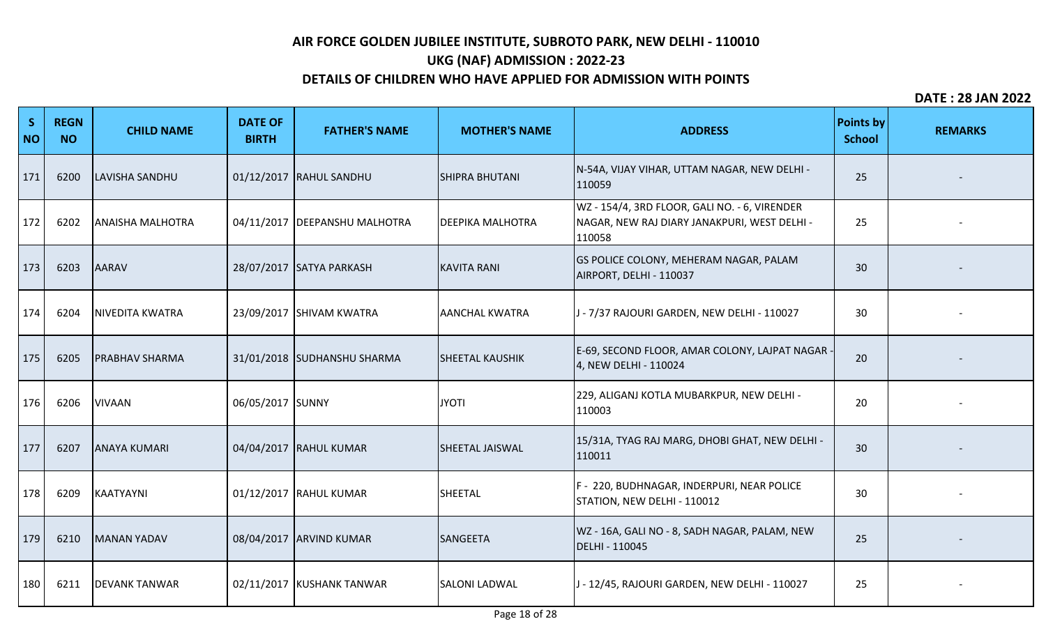# AIR FORCE GOLDEN JUBILEE INSTITUTE, SUBROTO PARK, NEW DELHI - 110010

## UKG (NAF) ADMISSION : 2022-23

## DETAILS OF CHILDREN WHO HAVE APPLIED FOR ADMISSION WITH POINTS

**DATE : 28 JAN 2022**

| S NO | REGN NO | CHILD NAME | DATE OF BIRTH | FATHER'S NAME | MOTHER'S NAME | ADDRESS | Points by School | REMARKS |
|---|---|---|---|---|---|---|---|---|
| 171 | 6200 | LAVISHA SANDHU | 01/12/2017 | RAHUL SANDHU | SHIPRA BHUTANI | N-54A, VIJAY VIHAR, UTTAM NAGAR, NEW DELHI - 110059 | 25 | - |
| 172 | 6202 | ANAISHA MALHOTRA | 04/11/2017 | DEEPANSHU MALHOTRA | DEEPIKA MALHOTRA | WZ - 154/4, 3RD FLOOR, GALI NO. - 6, VIRENDER NAGAR, NEW RAJ DIARY JANAKPURI, WEST DELHI - 110058 | 25 | - |
| 173 | 6203 | AARAV | 28/07/2017 | SATYA PARKASH | KAVITA RANI | GS POLICE COLONY, MEHERAM NAGAR, PALAM AIRPORT, DELHI - 110037 | 30 | - |
| 174 | 6204 | NIVEDITA KWATRA | 23/09/2017 | SHIVAM KWATRA | AANCHAL KWATRA | J - 7/37 RAJOURI GARDEN, NEW DELHI - 110027 | 30 | - |
| 175 | 6205 | PRABHAV SHARMA | 31/01/2018 | SUDHANSHU SHARMA | SHEETAL KAUSHIK | E-69, SECOND FLOOR, AMAR COLONY, LAJPAT NAGAR - 4, NEW DELHI - 110024 | 20 | - |
| 176 | 6206 | VIVAAN | 06/05/2017 | SUNNY | JYOTI | 229, ALIGANJ KOTLA MUBARKPUR, NEW DELHI - 110003 | 20 | - |
| 177 | 6207 | ANAYA KUMARI | 04/04/2017 | RAHUL KUMAR | SHEETAL JAISWAL | 15/31A, TYAG RAJ MARG, DHOBI GHAT, NEW DELHI - 110011 | 30 | - |
| 178 | 6209 | KAATYAYNI | 01/12/2017 | RAHUL KUMAR | SHEETAL | F - 220, BUDHNAGAR, INDERPURI, NEAR POLICE STATION, NEW DELHI - 110012 | 30 | - |
| 179 | 6210 | MANAN YADAV | 08/04/2017 | ARVIND KUMAR | SANGEETA | WZ - 16A, GALI NO - 8, SADH NAGAR, PALAM, NEW DELHI - 110045 | 25 | - |
| 180 | 6211 | DEVANK TANWAR | 02/11/2017 | KUSHANK TANWAR | SALONI LADWAL | J - 12/45, RAJOURI GARDEN, NEW DELHI - 110027 | 25 | - |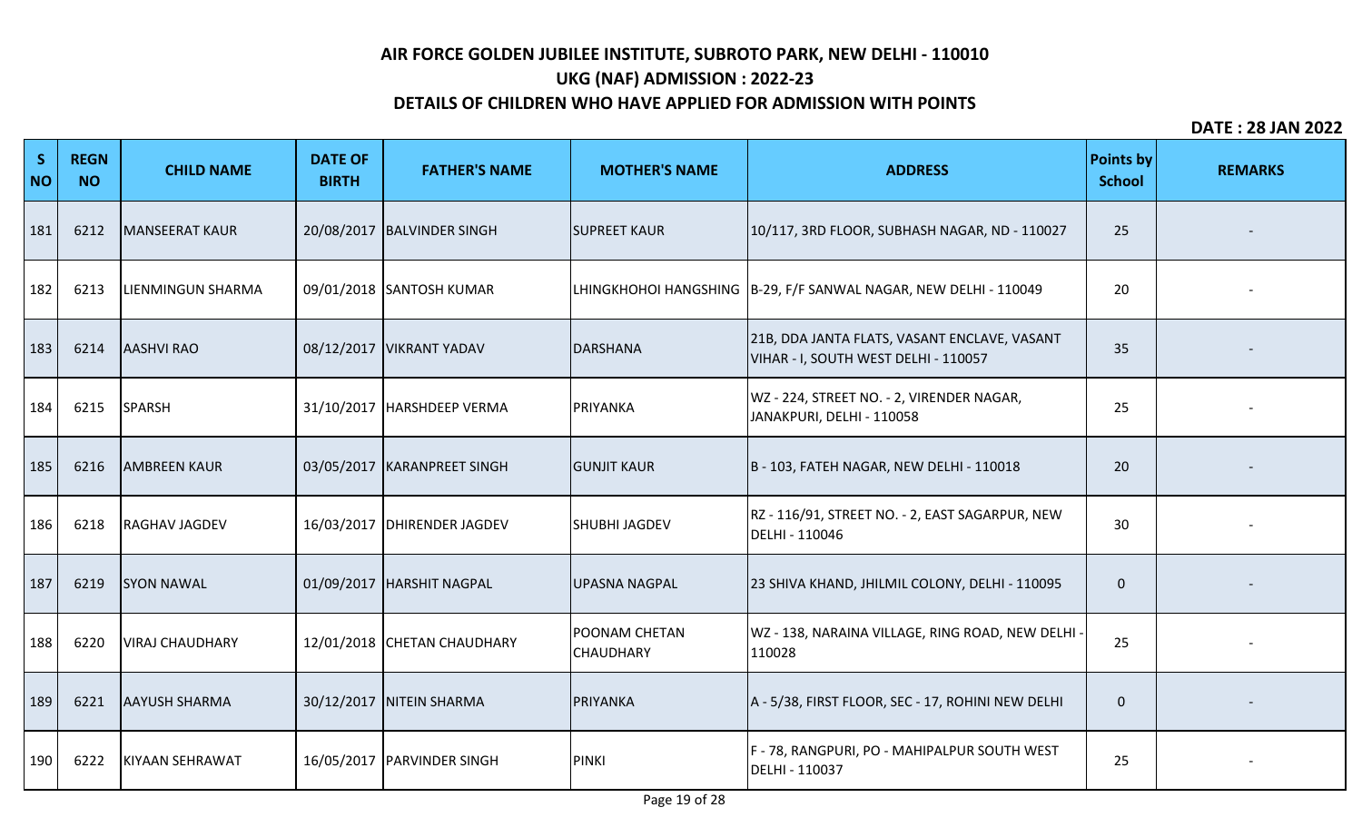# AIR FORCE GOLDEN JUBILEE INSTITUTE, SUBROTO PARK, NEW DELHI - 110010

## UKG (NAF) ADMISSION : 2022-23

## DETAILS OF CHILDREN WHO HAVE APPLIED FOR ADMISSION WITH POINTS

**DATE : 28 JAN 2022**

| S NO | REGN NO | CHILD NAME | DATE OF BIRTH | FATHER'S NAME | MOTHER'S NAME | ADDRESS | Points by School | REMARKS |
|---|---|---|---|---|---|---|---|---|
| 181 | 6212 | MANSEERAT KAUR | 20/08/2017 | BALVINDER SINGH | SUPREET KAUR | 10/117, 3RD FLOOR, SUBHASH NAGAR, ND - 110027 | 25 | - |
| 182 | 6213 | LIENMINGUN SHARMA | 09/01/2018 | SANTOSH KUMAR | LHINGKHOHOI HANGSHING | B-29, F/F SANWAL NAGAR, NEW DELHI - 110049 | 20 | - |
| 183 | 6214 | AASHVI RAO | 08/12/2017 | VIKRANT YADAV | DARSHANA | 21B, DDA JANTA FLATS, VASANT ENCLAVE, VASANT VIHAR - I, SOUTH WEST DELHI - 110057 | 35 | - |
| 184 | 6215 | SPARSH | 31/10/2017 | HARSHDEEP VERMA | PRIYANKA | WZ - 224, STREET NO. - 2, VIRENDER NAGAR, JANAKPURI, DELHI - 110058 | 25 | - |
| 185 | 6216 | AMBREEN KAUR | 03/05/2017 | KARANPREET SINGH | GUNJIT KAUR | B - 103, FATEH NAGAR, NEW DELHI - 110018 | 20 | - |
| 186 | 6218 | RAGHAV JAGDEV | 16/03/2017 | DHIRENDER JAGDEV | SHUBHI JAGDEV | RZ - 116/91, STREET NO. - 2, EAST SAGARPUR, NEW DELHI - 110046 | 30 | - |
| 187 | 6219 | SYON NAWAL | 01/09/2017 | HARSHIT NAGPAL | UPASNA NAGPAL | 23 SHIVA KHAND, JHILMIL COLONY, DELHI - 110095 | 0 | - |
| 188 | 6220 | VIRAJ CHAUDHARY | 12/01/2018 | CHETAN CHAUDHARY | POONAM CHETAN CHAUDHARY | WZ - 138, NARAINA VILLAGE, RING ROAD, NEW DELHI - 110028 | 25 | - |
| 189 | 6221 | AAYUSH SHARMA | 30/12/2017 | NITEIN SHARMA | PRIYANKA | A - 5/38, FIRST FLOOR, SEC - 17, ROHINI NEW DELHI | 0 | - |
| 190 | 6222 | KIYAAN SEHRAWAT | 16/05/2017 | PARVINDER SINGH | PINKI | F - 78, RANGPURI, PO - MAHIPALPUR SOUTH WEST DELHI - 110037 | 25 | - |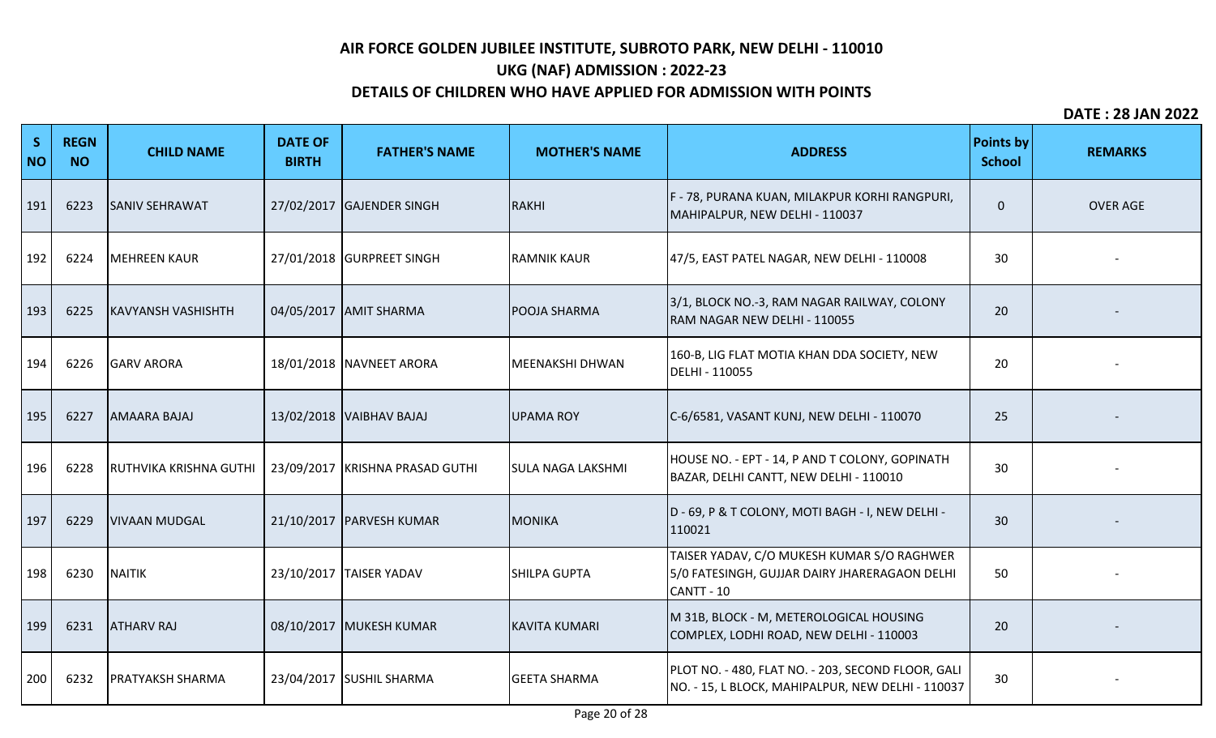# AIR FORCE GOLDEN JUBILEE INSTITUTE, SUBROTO PARK, NEW DELHI - 110010

## UKG (NAF) ADMISSION : 2022-23

## DETAILS OF CHILDREN WHO HAVE APPLIED FOR ADMISSION WITH POINTS

**DATE : 28 JAN 2022**

| S NO | REGN NO | CHILD NAME | DATE OF BIRTH | FATHER'S NAME | MOTHER'S NAME | ADDRESS | Points by School | REMARKS |
|---|---|---|---|---|---|---|---|---|
| 191 | 6223 | SANIV SEHRAWAT | 27/02/2017 | GAJENDER SINGH | RAKHI | F - 78, PURANA KUAN, MILAKPUR KORHI RANGPURI, MAHIPALPUR, NEW DELHI - 110037 | 0 | OVER AGE |
| 192 | 6224 | MEHREEN KAUR | 27/01/2018 | GURPREET SINGH | RAMNIK KAUR | 47/5, EAST PATEL NAGAR, NEW DELHI - 110008 | 30 | - |
| 193 | 6225 | KAVYANSH VASHISHTH | 04/05/2017 | AMIT SHARMA | POOJA SHARMA | 3/1, BLOCK NO.-3, RAM NAGAR RAILWAY, COLONY RAM NAGAR NEW DELHI - 110055 | 20 | - |
| 194 | 6226 | GARV ARORA | 18/01/2018 | NAVNEET ARORA | MEENAKSHI DHWAN | 160-B, LIG FLAT MOTIA KHAN DDA SOCIETY, NEW DELHI - 110055 | 20 | - |
| 195 | 6227 | AMAARA BAJAJ | 13/02/2018 | VAIBHAV BAJAJ | UPAMA ROY | C-6/6581, VASANT KUNJ, NEW DELHI - 110070 | 25 | - |
| 196 | 6228 | RUTHVIKA KRISHNA GUTHI | 23/09/2017 | KRISHNA PRASAD GUTHI | SULA NAGA LAKSHMI | HOUSE NO. - EPT - 14, P AND T COLONY, GOPINATH BAZAR, DELHI CANTT, NEW DELHI - 110010 | 30 | - |
| 197 | 6229 | VIVAAN MUDGAL | 21/10/2017 | PARVESH KUMAR | MONIKA | D - 69, P & T COLONY, MOTI BAGH - I, NEW DELHI - 110021 | 30 | - |
| 198 | 6230 | NAITIK | 23/10/2017 | TAISER YADAV | SHILPA GUPTA | TAISER YADAV, C/O MUKESH KUMAR S/O RAGHWER 5/0 FATESINGH, GUJJAR DAIRY JHARERAGAON DELHI CANTT - 10 | 50 | - |
| 199 | 6231 | ATHARV RAJ | 08/10/2017 | MUKESH KUMAR | KAVITA KUMARI | M 31B, BLOCK - M, METEROLOGICAL HOUSING COMPLEX, LODHI ROAD, NEW DELHI - 110003 | 20 | - |
| 200 | 6232 | PRATYAKSH SHARMA | 23/04/2017 | SUSHIL SHARMA | GEETA SHARMA | PLOT NO. - 480, FLAT NO. - 203, SECOND FLOOR, GALI NO. - 15, L BLOCK, MAHIPALPUR, NEW DELHI - 110037 | 30 | - |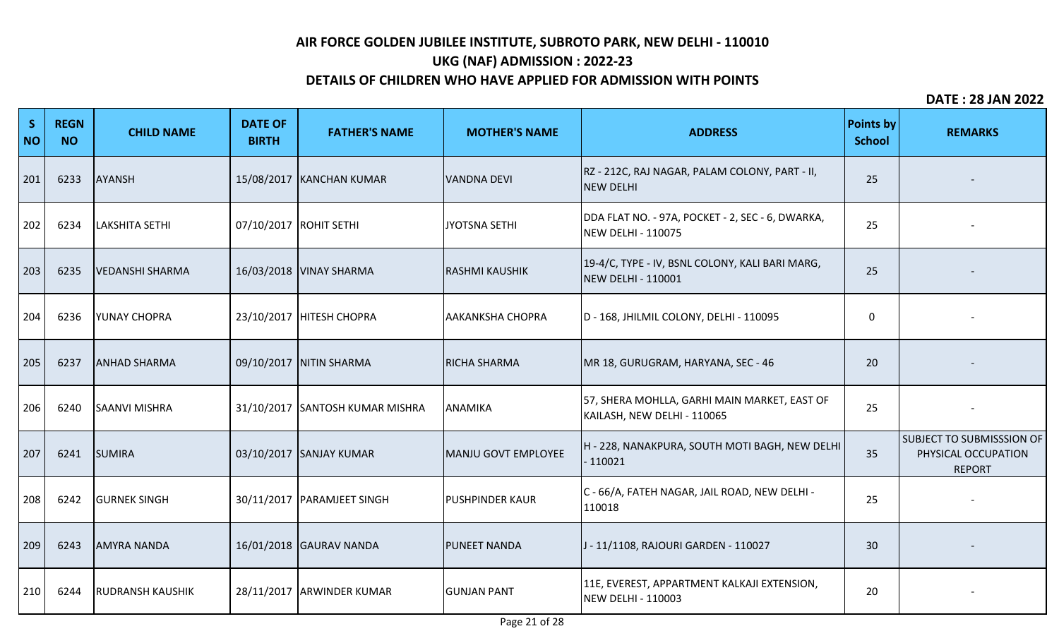# AIR FORCE GOLDEN JUBILEE INSTITUTE, SUBROTO PARK, NEW DELHI - 110010

## UKG (NAF) ADMISSION : 2022-23

## DETAILS OF CHILDREN WHO HAVE APPLIED FOR ADMISSION WITH POINTS

**DATE : 28 JAN 2022**

| S NO | REGN NO | CHILD NAME | DATE OF BIRTH | FATHER'S NAME | MOTHER'S NAME | ADDRESS | Points by School | REMARKS |
|---|---|---|---|---|---|---|---|---|
| 201 | 6233 | AYANSH | 15/08/2017 | KANCHAN KUMAR | VANDNA DEVI | RZ - 212C, RAJ NAGAR, PALAM COLONY, PART - II, NEW DELHI | 25 | - |
| 202 | 6234 | LAKSHITA SETHI | 07/10/2017 | ROHIT SETHI | JYOTSNA SETHI | DDA FLAT NO. - 97A, POCKET - 2, SEC - 6, DWARKA, NEW DELHI - 110075 | 25 | - |
| 203 | 6235 | VEDANSHI SHARMA | 16/03/2018 | VINAY SHARMA | RASHMI KAUSHIK | 19-4/C, TYPE - IV, BSNL COLONY, KALI BARI MARG, NEW DELHI - 110001 | 25 | - |
| 204 | 6236 | YUNAY CHOPRA | 23/10/2017 | HITESH CHOPRA | AAKANKSHA CHOPRA | D - 168, JHILMIL COLONY, DELHI - 110095 | 0 | - |
| 205 | 6237 | ANHAD SHARMA | 09/10/2017 | NITIN SHARMA | RICHA SHARMA | MR 18, GURUGRAM, HARYANA, SEC - 46 | 20 | - |
| 206 | 6240 | SAANVI MISHRA | 31/10/2017 | SANTOSH KUMAR MISHRA | ANAMIKA | 57, SHERA MOHLLA, GARHI MAIN MARKET, EAST OF KAILASH, NEW DELHI - 110065 | 25 | - |
| 207 | 6241 | SUMIRA | 03/10/2017 | SANJAY KUMAR | MANJU GOVT EMPLOYEE | H - 228, NANAKPURA, SOUTH MOTI BAGH, NEW DELHI - 110021 | 35 | SUBJECT TO SUBMISSSION OF PHYSICAL OCCUPATION REPORT |
| 208 | 6242 | GURNEK SINGH | 30/11/2017 | PARAMJEET SINGH | PUSHPINDER KAUR | C - 66/A, FATEH NAGAR, JAIL ROAD, NEW DELHI - 110018 | 25 | - |
| 209 | 6243 | AMYRA NANDA | 16/01/2018 | GAURAV NANDA | PUNEET NANDA | J - 11/1108, RAJOURI GARDEN - 110027 | 30 | - |
| 210 | 6244 | RUDRANSH KAUSHIK | 28/11/2017 | ARWINDER KUMAR | GUNJAN PANT | 11E, EVEREST, APPARTMENT KALKAJI EXTENSION, NEW DELHI - 110003 | 20 | - |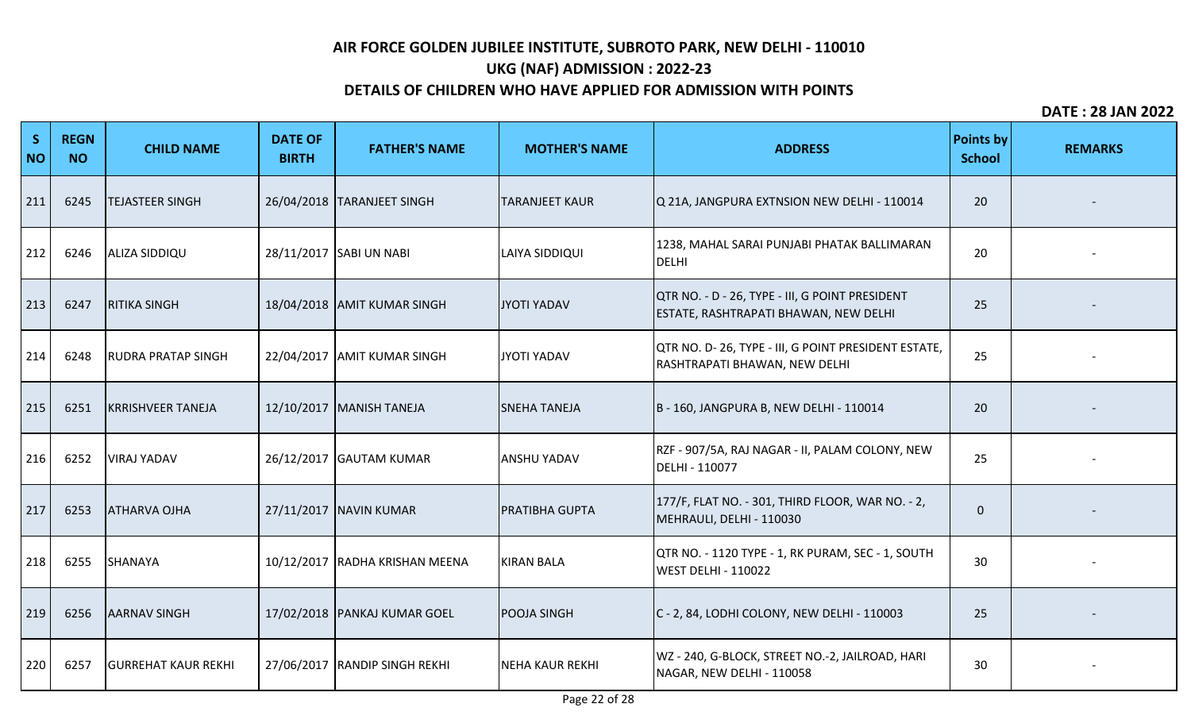# AIR FORCE GOLDEN JUBILEE INSTITUTE, SUBROTO PARK, NEW DELHI - 110010

## UKG (NAF) ADMISSION : 2022-23

## DETAILS OF CHILDREN WHO HAVE APPLIED FOR ADMISSION WITH POINTS

**DATE : 28 JAN 2022**

| S NO | REGN NO | CHILD NAME | DATE OF BIRTH | FATHER'S NAME | MOTHER'S NAME | ADDRESS | Points by School | REMARKS |
|---|---|---|---|---|---|---|---|---|
| 211 | 6245 | TEJASTEER SINGH | 26/04/2018 | TARANJEET SINGH | TARANJEET KAUR | Q 21A, JANGPURA EXTNSION NEW DELHI - 110014 | 20 | - |
| 212 | 6246 | ALIZA SIDDIQU | 28/11/2017 | SABI UN NABI | LAIYA SIDDIQUI | 1238, MAHAL SARAI PUNJABI PHATAK BALLIMARAN DELHI | 20 | - |
| 213 | 6247 | RITIKA SINGH | 18/04/2018 | AMIT KUMAR SINGH | JYOTI YADAV | QTR NO. - D - 26, TYPE - III, G POINT PRESIDENT ESTATE, RASHTRAPATI BHAWAN, NEW DELHI | 25 | - |
| 214 | 6248 | RUDRA PRATAP SINGH | 22/04/2017 | AMIT KUMAR SINGH | JYOTI YADAV | QTR NO. D- 26, TYPE - III, G POINT PRESIDENT ESTATE, RASHTRAPATI BHAWAN, NEW DELHI | 25 | - |
| 215 | 6251 | KRRISHVEER TANEJA | 12/10/2017 | MANISH TANEJA | SNEHA TANEJA | B - 160, JANGPURA B, NEW DELHI - 110014 | 20 | - |
| 216 | 6252 | VIRAJ YADAV | 26/12/2017 | GAUTAM KUMAR | ANSHU YADAV | RZF - 907/5A, RAJ NAGAR - II, PALAM COLONY, NEW DELHI - 110077 | 25 | - |
| 217 | 6253 | ATHARVA OJHA | 27/11/2017 | NAVIN KUMAR | PRATIBHA GUPTA | 177/F, FLAT NO. - 301, THIRD FLOOR, WAR NO. - 2, MEHRAULI, DELHI - 110030 | 0 | - |
| 218 | 6255 | SHANAYA | 10/12/2017 | RADHA KRISHAN MEENA | KIRAN BALA | QTR NO. - 1120 TYPE - 1, RK PURAM, SEC - 1, SOUTH WEST DELHI - 110022 | 30 | - |
| 219 | 6256 | AARNAV SINGH | 17/02/2018 | PANKAJ KUMAR GOEL | POOJA SINGH | C - 2, 84, LODHI COLONY, NEW DELHI - 110003 | 25 | - |
| 220 | 6257 | GURREHAT KAUR REKHI | 27/06/2017 | RANDIP SINGH REKHI | NEHA KAUR REKHI | WZ - 240, G-BLOCK, STREET NO.-2, JAILROAD, HARI NAGAR, NEW DELHI - 110058 | 30 | - |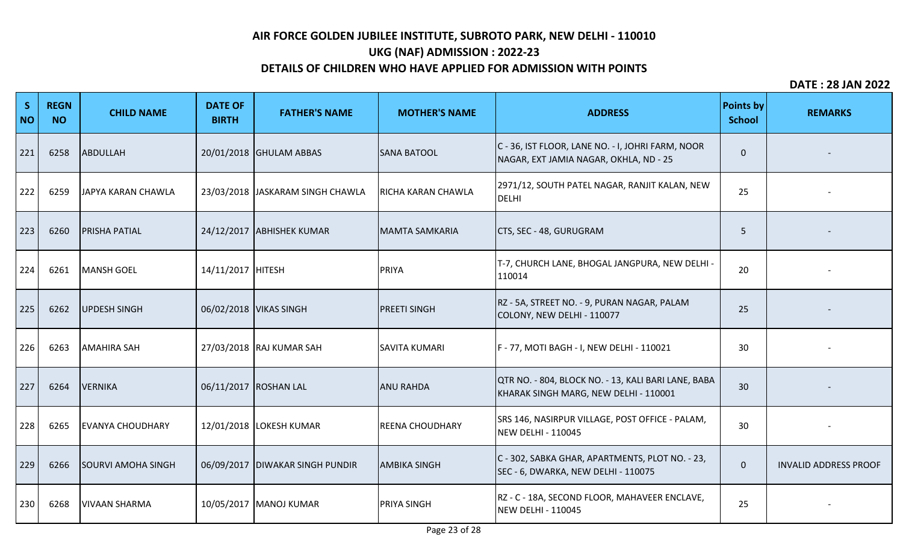# AIR FORCE GOLDEN JUBILEE INSTITUTE, SUBROTO PARK, NEW DELHI - 110010

## UKG (NAF) ADMISSION : 2022-23

## DETAILS OF CHILDREN WHO HAVE APPLIED FOR ADMISSION WITH POINTS

**DATE : 28 JAN 2022**

| S NO | REGN NO | CHILD NAME | DATE OF BIRTH | FATHER'S NAME | MOTHER'S NAME | ADDRESS | Points by School | REMARKS |
|---|---|---|---|---|---|---|---|---|
| 221 | 6258 | ABDULLAH | 20/01/2018 | GHULAM ABBAS | SANA BATOOL | C - 36, IST FLOOR, LANE NO. - I, JOHRI FARM, NOOR NAGAR, EXT JAMIA NAGAR, OKHLA, ND - 25 | 0 | - |
| 222 | 6259 | JAPYA KARAN CHAWLA | 23/03/2018 | JASKARAM SINGH CHAWLA | RICHA KARAN CHAWLA | 2971/12, SOUTH PATEL NAGAR, RANJIT KALAN, NEW DELHI | 25 | - |
| 223 | 6260 | PRISHA PATIAL | 24/12/2017 | ABHISHEK KUMAR | MAMTA SAMKARIA | CTS, SEC - 48, GURUGRAM | 5 | - |
| 224 | 6261 | MANSH GOEL | 14/11/2017 | HITESH | PRIYA | T-7, CHURCH LANE, BHOGAL JANGPURA, NEW DELHI - 110014 | 20 | - |
| 225 | 6262 | UPDESH SINGH | 06/02/2018 | VIKAS SINGH | PREETI SINGH | RZ - 5A, STREET NO. - 9, PURAN NAGAR, PALAM COLONY, NEW DELHI - 110077 | 25 | - |
| 226 | 6263 | AMAHIRA SAH | 27/03/2018 | RAJ KUMAR SAH | SAVITA KUMARI | F - 77, MOTI BAGH - I, NEW DELHI - 110021 | 30 | - |
| 227 | 6264 | VERNIKA | 06/11/2017 | ROSHAN LAL | ANU RAHDA | QTR NO. - 804, BLOCK NO. - 13, KALI BARI LANE, BABA KHARAK SINGH MARG, NEW DELHI - 110001 | 30 | - |
| 228 | 6265 | EVANYA CHOUDHARY | 12/01/2018 | LOKESH KUMAR | REENA CHOUDHARY | SRS 146, NASIRPUR VILLAGE, POST OFFICE - PALAM, NEW DELHI - 110045 | 30 | - |
| 229 | 6266 | SOURVI AMOHA SINGH | 06/09/2017 | DIWAKAR SINGH PUNDIR | AMBIKA SINGH | C - 302, SABKA GHAR, APARTMENTS, PLOT NO. - 23, SEC - 6, DWARKA, NEW DELHI - 110075 | 0 | INVALID ADDRESS PROOF |
| 230 | 6268 | VIVAAN SHARMA | 10/05/2017 | MANOJ KUMAR | PRIYA SINGH | RZ - C - 18A, SECOND FLOOR, MAHAVEER ENCLAVE, NEW DELHI - 110045 | 25 | - |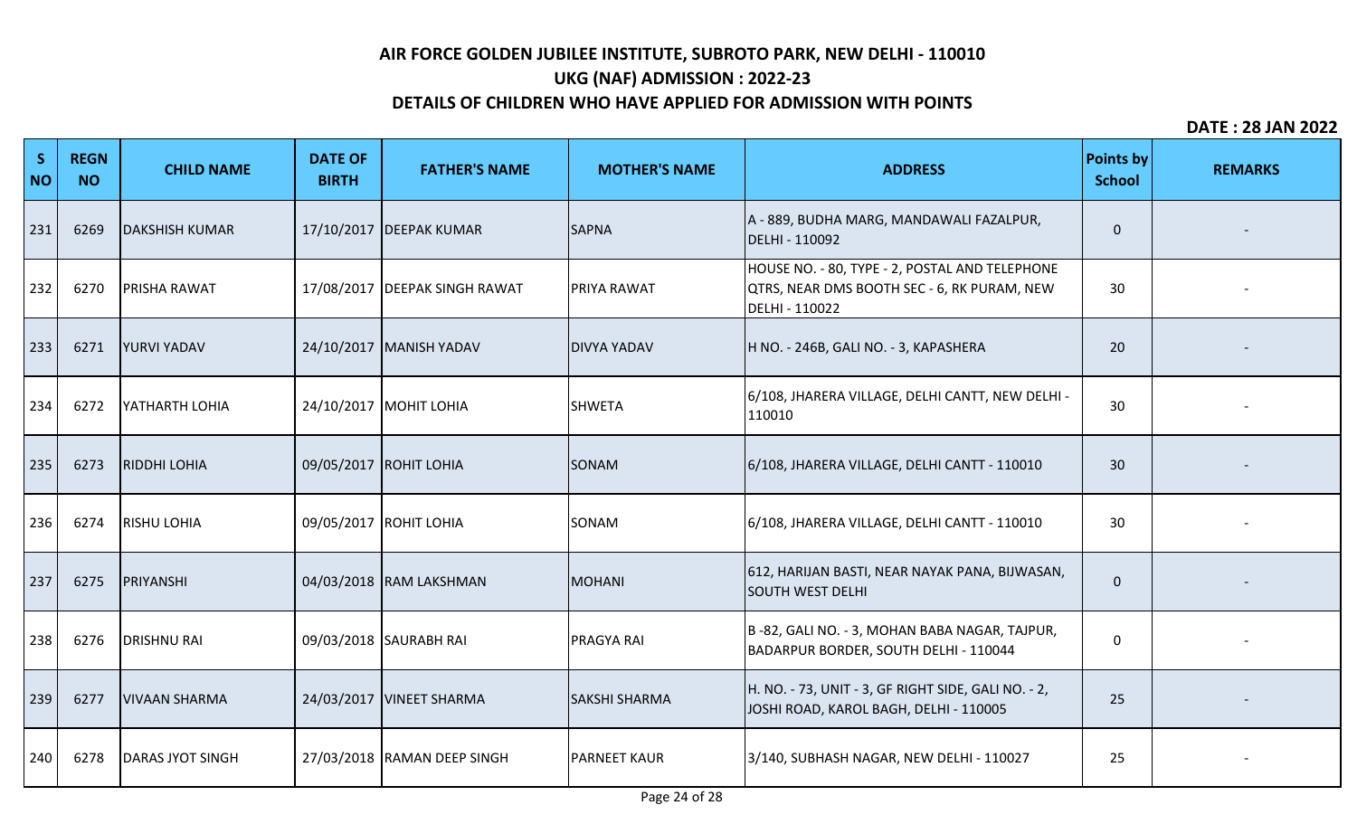# AIR FORCE GOLDEN JUBILEE INSTITUTE, SUBROTO PARK, NEW DELHI - 110010

## UKG (NAF) ADMISSION : 2022-23

## DETAILS OF CHILDREN WHO HAVE APPLIED FOR ADMISSION WITH POINTS

**DATE : 28 JAN 2022**

| S NO | REGN NO | CHILD NAME | DATE OF BIRTH | FATHER'S NAME | MOTHER'S NAME | ADDRESS | Points by School | REMARKS |
|---|---|---|---|---|---|---|---|---|
| 231 | 6269 | DAKSHISH KUMAR | 17/10/2017 | DEEPAK KUMAR | SAPNA | A - 889, BUDHA MARG, MANDAWALI FAZALPUR, DELHI - 110092 | 0 | - |
| 232 | 6270 | PRISHA RAWAT | 17/08/2017 | DEEPAK SINGH RAWAT | PRIYA RAWAT | HOUSE NO. - 80, TYPE - 2, POSTAL AND TELEPHONE QTRS, NEAR DMS BOOTH SEC - 6, RK PURAM, NEW DELHI - 110022 | 30 | - |
| 233 | 6271 | YURVI YADAV | 24/10/2017 | MANISH YADAV | DIVYA YADAV | H NO. - 246B, GALI NO. - 3, KAPASHERA | 20 | - |
| 234 | 6272 | YATHARTH LOHIA | 24/10/2017 | MOHIT LOHIA | SHWETA | 6/108, JHARERA VILLAGE, DELHI CANTT, NEW DELHI - 110010 | 30 | - |
| 235 | 6273 | RIDDHI LOHIA | 09/05/2017 | ROHIT LOHIA | SONAM | 6/108, JHARERA VILLAGE, DELHI CANTT - 110010 | 30 | - |
| 236 | 6274 | RISHU LOHIA | 09/05/2017 | ROHIT LOHIA | SONAM | 6/108, JHARERA VILLAGE, DELHI CANTT - 110010 | 30 | - |
| 237 | 6275 | PRIYANSHI | 04/03/2018 | RAM LAKSHMAN | MOHANI | 612, HARIJAN BASTI, NEAR NAYAK PANA, BIJWASAN, SOUTH WEST DELHI | 0 | - |
| 238 | 6276 | DRISHNU RAI | 09/03/2018 | SAURABH RAI | PRAGYA RAI | B -82, GALI NO. - 3, MOHAN BABA NAGAR, TAJPUR, BADARPUR BORDER, SOUTH DELHI - 110044 | 0 | - |
| 239 | 6277 | VIVAAN SHARMA | 24/03/2017 | VINEET SHARMA | SAKSHI SHARMA | H. NO. - 73, UNIT - 3, GF RIGHT SIDE, GALI NO. - 2, JOSHI ROAD, KAROL BAGH, DELHI - 110005 | 25 | - |
| 240 | 6278 | DARAS JYOT SINGH | 27/03/2018 | RAMAN DEEP SINGH | PARNEET KAUR | 3/140, SUBHASH NAGAR, NEW DELHI - 110027 | 25 | - |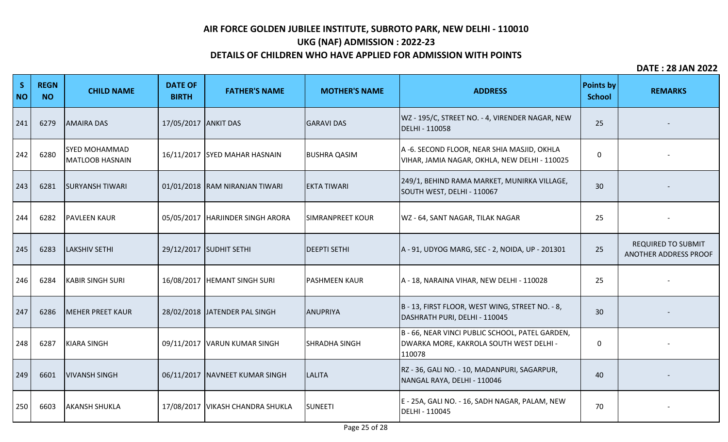# AIR FORCE GOLDEN JUBILEE INSTITUTE, SUBROTO PARK, NEW DELHI - 110010

## UKG (NAF) ADMISSION : 2022-23

## DETAILS OF CHILDREN WHO HAVE APPLIED FOR ADMISSION WITH POINTS

**DATE : 28 JAN 2022**

| S NO | REGN NO | CHILD NAME | DATE OF BIRTH | FATHER'S NAME | MOTHER'S NAME | ADDRESS | Points by School | REMARKS |
|---|---|---|---|---|---|---|---|---|
| 241 | 6279 | AMAIRA DAS | 17/05/2017 | ANKIT DAS | GARAVI DAS | WZ - 195/C, STREET NO. - 4, VIRENDER NAGAR, NEW DELHI - 110058 | 25 | - |
| 242 | 6280 | SYED MOHAMMAD MATLOOB HASNAIN | 16/11/2017 | SYED MAHAR HASNAIN | BUSHRA QASIM | A -6. SECOND FLOOR, NEAR SHIA MASJID, OKHLA VIHAR, JAMIA NAGAR, OKHLA, NEW DELHI - 110025 | 0 | - |
| 243 | 6281 | SURYANSH TIWARI | 01/01/2018 | RAM NIRANJAN TIWARI | EKTA TIWARI | 249/1, BEHIND RAMA MARKET, MUNIRKA VILLAGE, SOUTH WEST, DELHI - 110067 | 30 | - |
| 244 | 6282 | PAVLEEN KAUR | 05/05/2017 | HARJINDER SINGH ARORA | SIMRANPREET KOUR | WZ - 64, SANT NAGAR, TILAK NAGAR | 25 | - |
| 245 | 6283 | LAKSHIV SETHI | 29/12/2017 | SUDHIT SETHI | DEEPTI SETHI | A - 91, UDYOG MARG, SEC - 2, NOIDA, UP - 201301 | 25 | REQUIRED TO SUBMIT ANOTHER ADDRESS PROOF |
| 246 | 6284 | KABIR SINGH SURI | 16/08/2017 | HEMANT SINGH SURI | PASHMEEN KAUR | A - 18, NARAINA VIHAR, NEW DELHI - 110028 | 25 | - |
| 247 | 6286 | MEHER PREET KAUR | 28/02/2018 | JATENDER PAL SINGH | ANUPRIYA | B - 13, FIRST FLOOR, WEST WING, STREET NO. - 8, DASHRATH PURI, DELHI - 110045 | 30 | - |
| 248 | 6287 | KIARA SINGH | 09/11/2017 | VARUN KUMAR SINGH | SHRADHA SINGH | B - 66, NEAR VINCI PUBLIC SCHOOL, PATEL GARDEN, DWARKA MORE, KAKROLA SOUTH WEST DELHI - 110078 | 0 | - |
| 249 | 6601 | VIVANSH SINGH | 06/11/2017 | NAVNEET KUMAR SINGH | LALITA | RZ - 36, GALI NO. - 10, MADANPURI, SAGARPUR, NANGAL RAYA, DELHI - 110046 | 40 | - |
| 250 | 6603 | AKANSH SHUKLA | 17/08/2017 | VIKASH CHANDRA SHUKLA | SUNEETI | E - 25A, GALI NO. - 16, SADH NAGAR, PALAM, NEW DELHI - 110045 | 70 | - |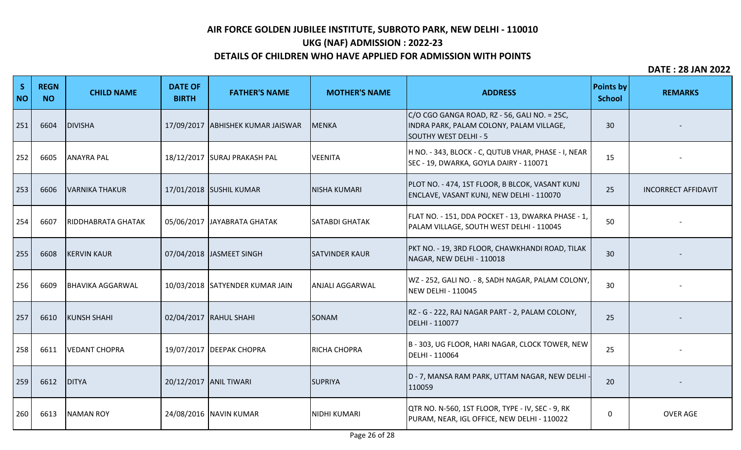# AIR FORCE GOLDEN JUBILEE INSTITUTE, SUBROTO PARK, NEW DELHI - 110010

## UKG (NAF) ADMISSION : 2022-23

## DETAILS OF CHILDREN WHO HAVE APPLIED FOR ADMISSION WITH POINTS

**DATE : 28 JAN 2022**

| S NO | REGN NO | CHILD NAME | DATE OF BIRTH | FATHER'S NAME | MOTHER'S NAME | ADDRESS | Points by School | REMARKS |
|---|---|---|---|---|---|---|---|---|
| 251 | 6604 | DIVISHA | 17/09/2017 | ABHISHEK KUMAR JAISWAR | MENKA | C/O CGO GANGA ROAD, RZ - 56, GALI NO. = 25C, INDRA PARK, PALAM COLONY, PALAM VILLAGE, SOUTHY WEST DELHI - 5 | 30 | - |
| 252 | 6605 | ANAYRA PAL | 18/12/2017 | SURAJ PRAKASH PAL | VEENITA | H NO. - 343, BLOCK - C, QUTUB VHAR, PHASE - I, NEAR SEC - 19, DWARKA, GOYLA DAIRY - 110071 | 15 | - |
| 253 | 6606 | VARNIKA THAKUR | 17/01/2018 | SUSHIL KUMAR | NISHA KUMARI | PLOT NO. - 474, 1ST FLOOR, B BLCOK, VASANT KUNJ ENCLAVE, VASANT KUNJ, NEW DELHI - 110070 | 25 | INCORRECT AFFIDAVIT |
| 254 | 6607 | RIDDHABRATA GHATAK | 05/06/2017 | JAYABRATA GHATAK | SATABDI GHATAK | FLAT NO. - 151, DDA POCKET - 13, DWARKA PHASE - 1, PALAM VILLAGE, SOUTH WEST DELHI - 110045 | 50 | - |
| 255 | 6608 | KERVIN KAUR | 07/04/2018 | JASMEET SINGH | SATVINDER KAUR | PKT NO. - 19, 3RD FLOOR, CHAWKHANDI ROAD, TILAK NAGAR, NEW DELHI - 110018 | 30 | - |
| 256 | 6609 | BHAVIKA AGGARWAL | 10/03/2018 | SATYENDER KUMAR JAIN | ANJALI AGGARWAL | WZ - 252, GALI NO. - 8, SADH NAGAR, PALAM COLONY, NEW DELHI - 110045 | 30 | - |
| 257 | 6610 | KUNSH SHAHI | 02/04/2017 | RAHUL SHAHI | SONAM | RZ - G - 222, RAJ NAGAR PART - 2, PALAM COLONY, DELHI - 110077 | 25 | - |
| 258 | 6611 | VEDANT CHOPRA | 19/07/2017 | DEEPAK CHOPRA | RICHA CHOPRA | B - 303, UG FLOOR, HARI NAGAR, CLOCK TOWER, NEW DELHI - 110064 | 25 | - |
| 259 | 6612 | DITYA | 20/12/2017 | ANIL TIWARI | SUPRIYA | D - 7, MANSA RAM PARK, UTTAM NAGAR, NEW DELHI - 110059 | 20 | - |
| 260 | 6613 | NAMAN ROY | 24/08/2016 | NAVIN KUMAR | NIDHI KUMARI | QTR NO. N-560, 1ST FLOOR, TYPE - IV, SEC - 9, RK PURAM, NEAR, IGL OFFICE, NEW DELHI - 110022 | 0 | OVER AGE |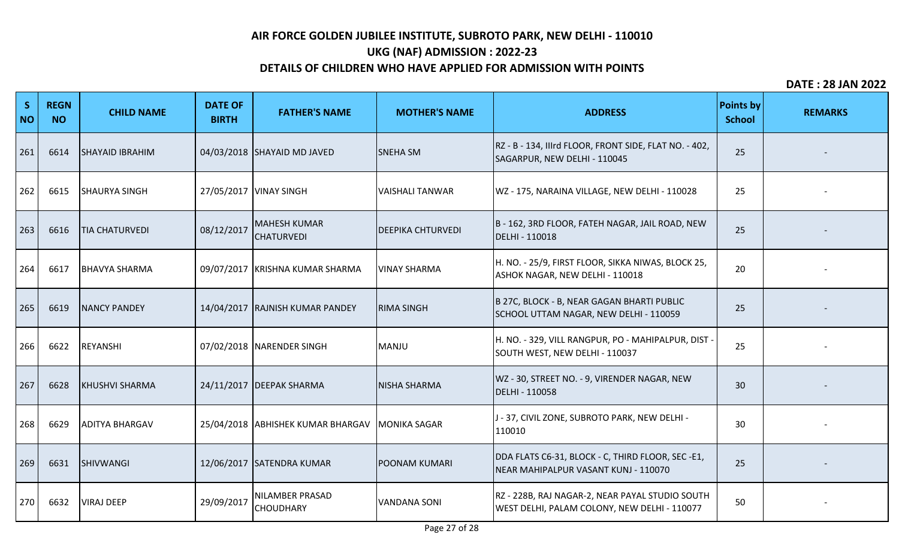# AIR FORCE GOLDEN JUBILEE INSTITUTE, SUBROTO PARK, NEW DELHI - 110010

## UKG (NAF) ADMISSION : 2022-23

## DETAILS OF CHILDREN WHO HAVE APPLIED FOR ADMISSION WITH POINTS

**DATE : 28 JAN 2022**

| S NO | REGN NO | CHILD NAME | DATE OF BIRTH | FATHER'S NAME | MOTHER'S NAME | ADDRESS | Points by School | REMARKS |
|---|---|---|---|---|---|---|---|---|
| 261 | 6614 | SHAYAID IBRAHIM | 04/03/2018 | SHAYAID MD JAVED | SNEHA SM | RZ - B - 134, IIIrd FLOOR, FRONT SIDE, FLAT NO. - 402, SAGARPUR, NEW DELHI - 110045 | 25 | - |
| 262 | 6615 | SHAURYA SINGH | 27/05/2017 | VINAY SINGH | VAISHALI TANWAR | WZ - 175, NARAINA VILLAGE, NEW DELHI - 110028 | 25 | - |
| 263 | 6616 | TIA CHATURVEDI | 08/12/2017 | MAHESH KUMAR CHATURVEDI | DEEPIKA CHTURVEDI | B - 162, 3RD FLOOR, FATEH NAGAR, JAIL ROAD, NEW DELHI - 110018 | 25 | - |
| 264 | 6617 | BHAVYA SHARMA | 09/07/2017 | KRISHNA KUMAR SHARMA | VINAY SHARMA | H. NO. - 25/9, FIRST FLOOR, SIKKA NIWAS, BLOCK 25, ASHOK NAGAR, NEW DELHI - 110018 | 20 | - |
| 265 | 6619 | NANCY PANDEY | 14/04/2017 | RAJNISH KUMAR PANDEY | RIMA SINGH | B 27C, BLOCK - B, NEAR GAGAN BHARTI PUBLIC SCHOOL UTTAM NAGAR, NEW DELHI - 110059 | 25 | - |
| 266 | 6622 | REYANSHI | 07/02/2018 | NARENDER SINGH | MANJU | H. NO. - 329, VILL RANGPUR, PO - MAHIPALPUR, DIST - SOUTH WEST, NEW DELHI - 110037 | 25 | - |
| 267 | 6628 | KHUSHVI SHARMA | 24/11/2017 | DEEPAK SHARMA | NISHA SHARMA | WZ - 30, STREET NO. - 9, VIRENDER NAGAR, NEW DELHI - 110058 | 30 | - |
| 268 | 6629 | ADITYA BHARGAV | 25/04/2018 | ABHISHEK KUMAR BHARGAV | MONIKA SAGAR | J - 37, CIVIL ZONE, SUBROTO PARK, NEW DELHI - 110010 | 30 | - |
| 269 | 6631 | SHIVWANGI | 12/06/2017 | SATENDRA KUMAR | POONAM KUMARI | DDA FLATS C6-31, BLOCK - C, THIRD FLOOR, SEC -E1, NEAR MAHIPALPUR VASANT KUNJ - 110070 | 25 | - |
| 270 | 6632 | VIRAJ DEEP | 29/09/2017 | NILAMBER PRASAD CHOUDHARY | VANDANA SONI | RZ - 228B, RAJ NAGAR-2, NEAR PAYAL STUDIO SOUTH WEST DELHI, PALAM COLONY, NEW DELHI - 110077 | 50 | - |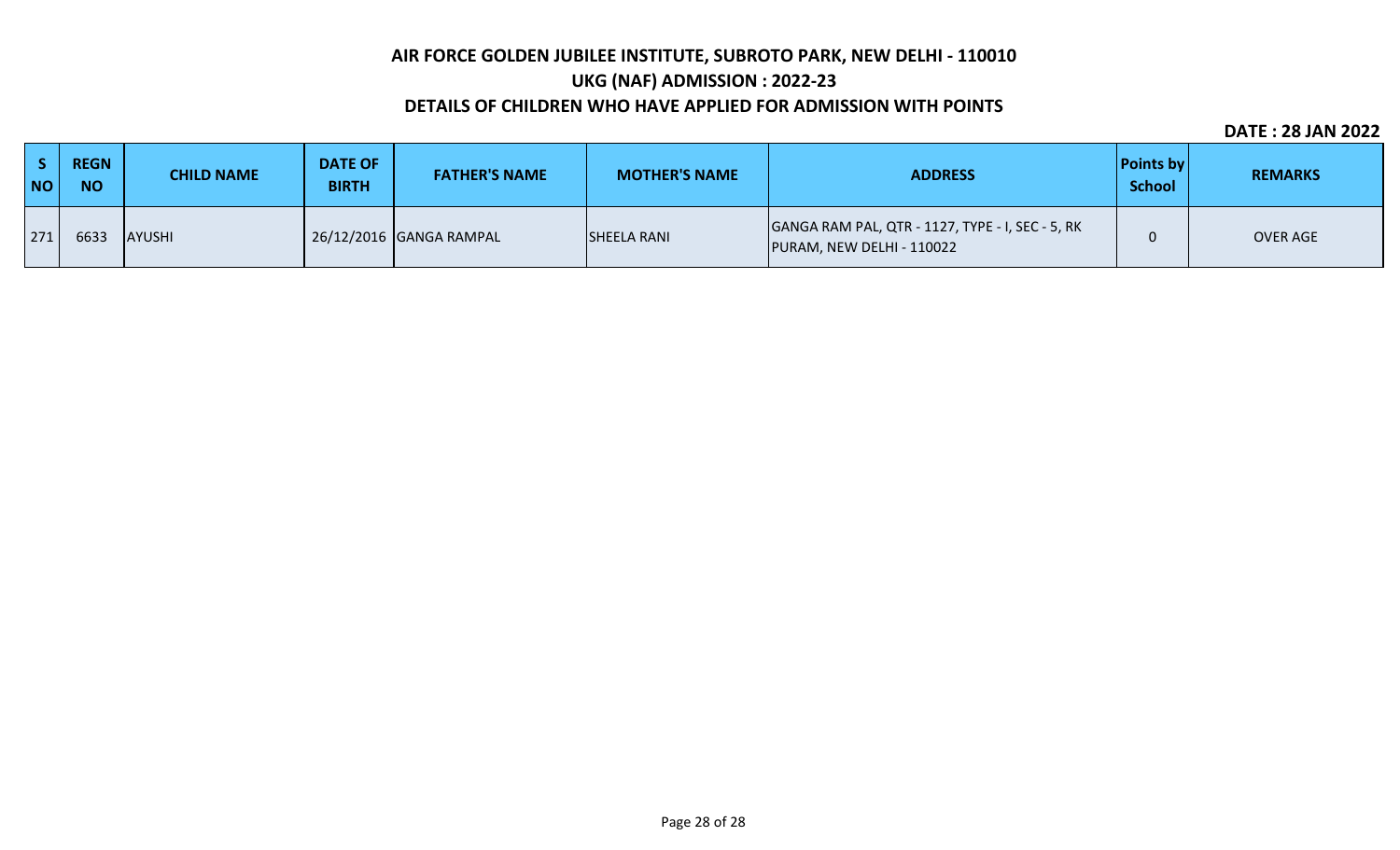# AIR FORCE GOLDEN JUBILEE INSTITUTE, SUBROTO PARK, NEW DELHI - 110010

## UKG (NAF) ADMISSION : 2022-23

## DETAILS OF CHILDREN WHO HAVE APPLIED FOR ADMISSION WITH POINTS

**DATE : 28 JAN 2022**

| S NO | REGN NO | CHILD NAME | DATE OF BIRTH | FATHER'S NAME | MOTHER'S NAME | ADDRESS | Points by School | REMARKS |
|---|---|---|---|---|---|---|---|---|
| 271 | 6633 | AYUSHI | 26/12/2016 | GANGA RAMPAL | SHEELA RANI | GANGA RAM PAL, QTR - 1127, TYPE - I, SEC - 5, RK PURAM, NEW DELHI - 110022 | 0 | OVER AGE |